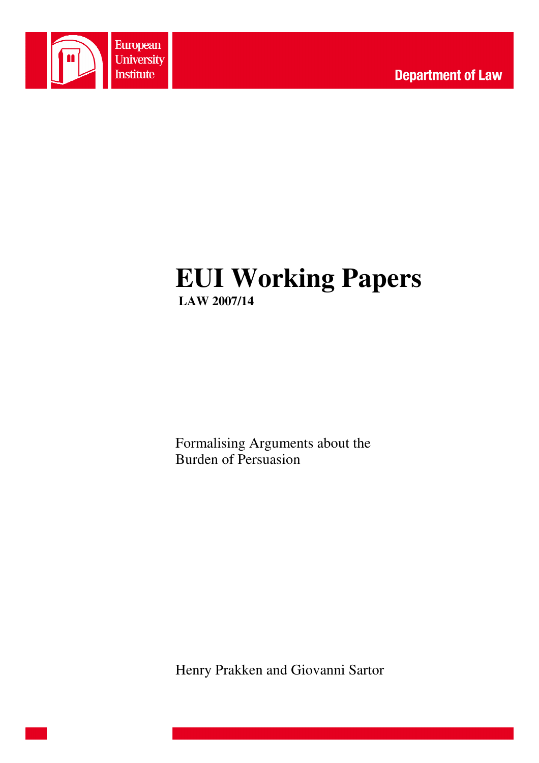European University Institute

Department of Law

# EUI Working Papers

**LAW 2007/14**

Formalising Arguments about the Burden of Persuasion

Henry Prakken and Giovanni Sartor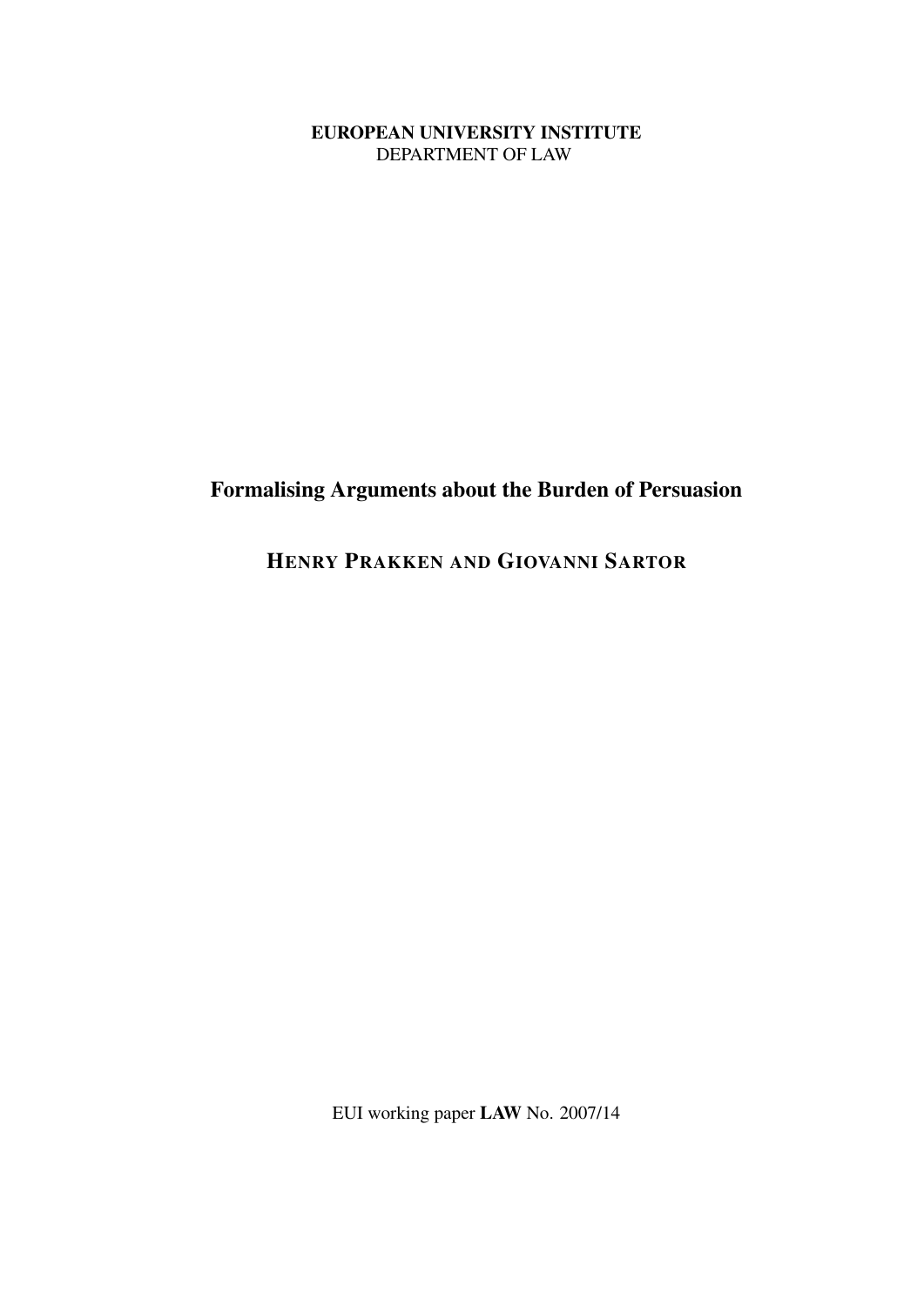**EUROPEAN UNIVERSITY INSTITUTE**
DEPARTMENT OF LAW

# Formalising Arguments about the Burden of Persuasion

## HENRY PRAKKEN AND GIOVANNI SARTOR

EUI working paper **LAW** No. 2007/14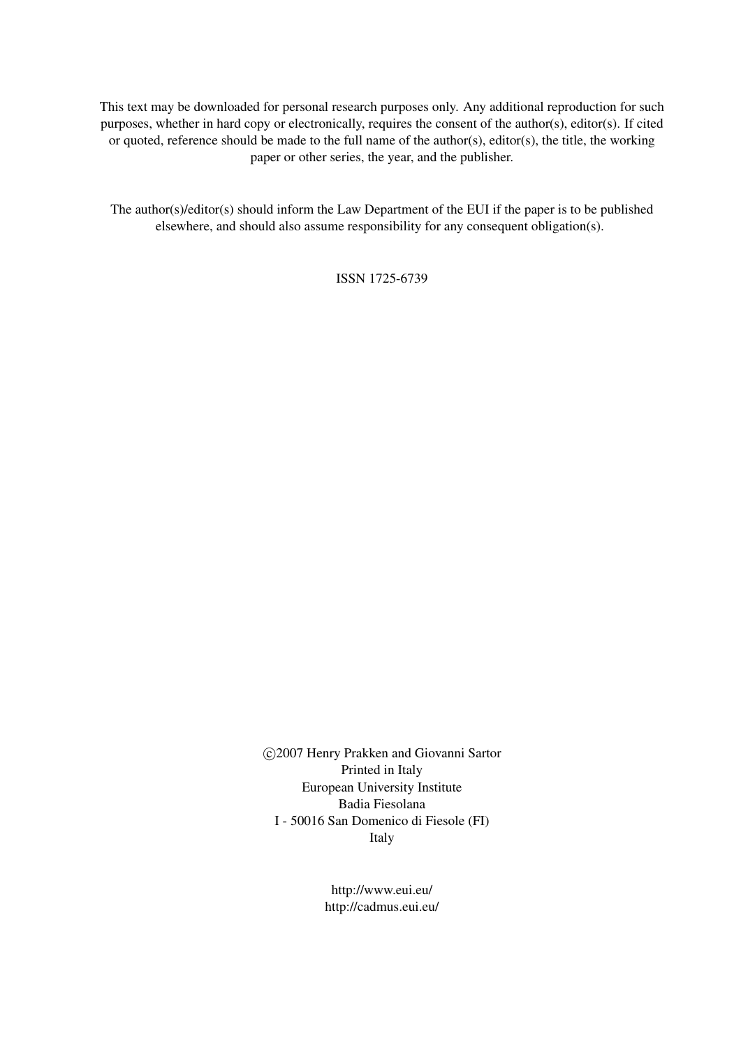This text may be downloaded for personal research purposes only. Any additional reproduction for such purposes, whether in hard copy or electronically, requires the consent of the author(s), editor(s). If cited or quoted, reference should be made to the full name of the author(s), editor(s), the title, the working paper or other series, the year, and the publisher.

The author(s)/editor(s) should inform the Law Department of the EUI if the paper is to be published elsewhere, and should also assume responsibility for any consequent obligation(s).

ISSN 1725-6739

©2007 Henry Prakken and Giovanni Sartor
Printed in Italy
European University Institute
Badia Fiesolana
I - 50016 San Domenico di Fiesole (FI)
Italy

http://www.eui.eu/
http://cadmus.eui.eu/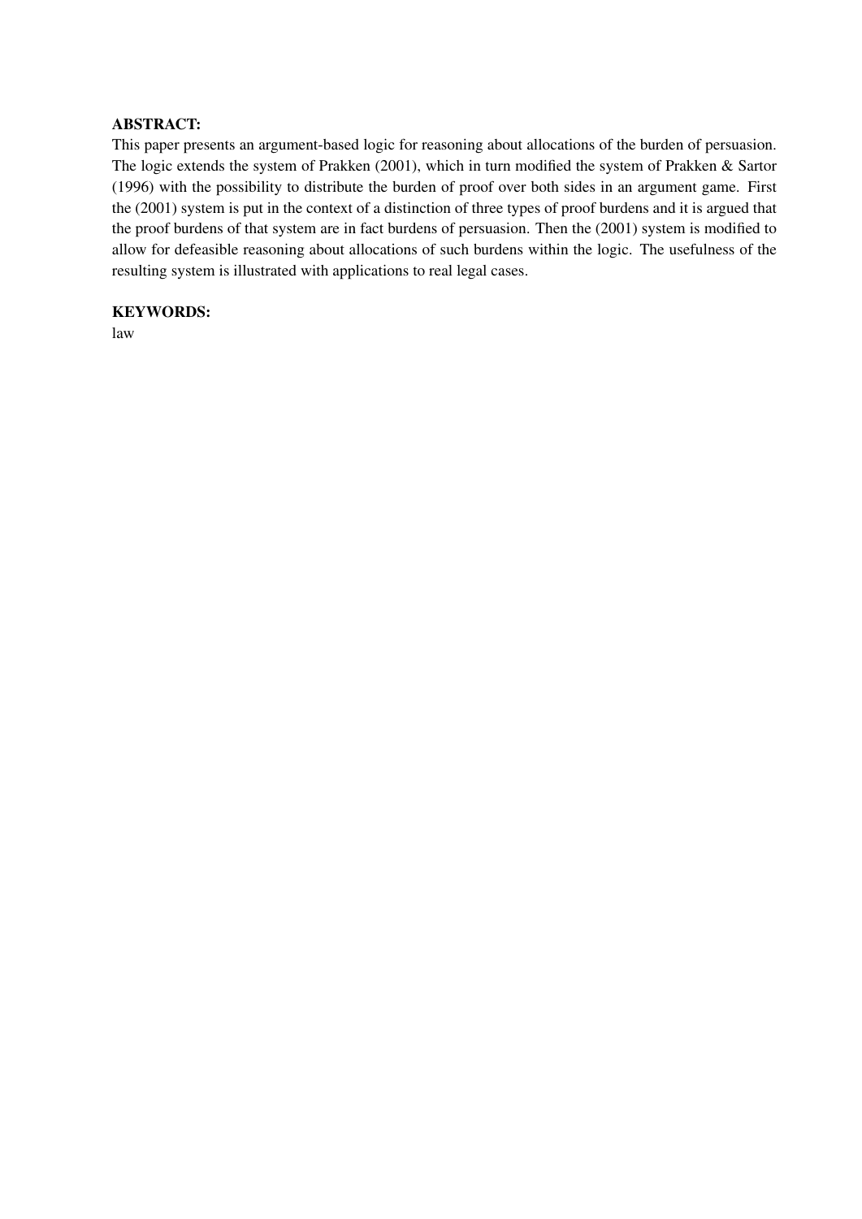**ABSTRACT:**

This paper presents an argument-based logic for reasoning about allocations of the burden of persuasion. The logic extends the system of Prakken (2001), which in turn modified the system of Prakken & Sartor (1996) with the possibility to distribute the burden of proof over both sides in an argument game. First the (2001) system is put in the context of a distinction of three types of proof burdens and it is argued that the proof burdens of that system are in fact burdens of persuasion. Then the (2001) system is modified to allow for defeasible reasoning about allocations of such burdens within the logic. The usefulness of the resulting system is illustrated with applications to real legal cases.

**KEYWORDS:**

law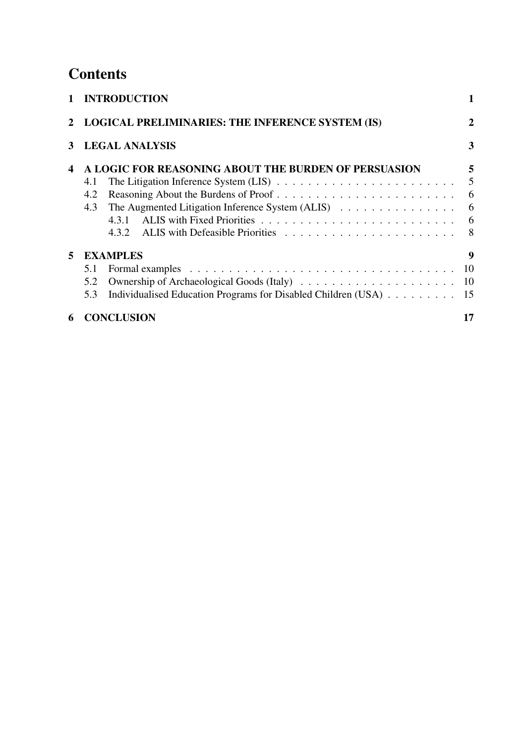# Contents

| | | |
|---|---|---|
| **1** | **INTRODUCTION** | **1** |
| **2** | **LOGICAL PRELIMINARIES: THE INFERENCE SYSTEM (IS)** | **2** |
| **3** | **LEGAL ANALYSIS** | **3** |
| **4** | **A LOGIC FOR REASONING ABOUT THE BURDEN OF PERSUASION** | **5** |
| | 4.1 The Litigation Inference System (LIS) | 5 |
| | 4.2 Reasoning About the Burdens of Proof | 6 |
| | 4.3 The Augmented Litigation Inference System (ALIS) | 6 |
| | 4.3.1 ALIS with Fixed Priorities | 6 |
| | 4.3.2 ALIS with Defeasible Priorities | 8 |
| **5** | **EXAMPLES** | **9** |
| | 5.1 Formal examples | 10 |
| | 5.2 Ownership of Archaeological Goods (Italy) | 10 |
| | 5.3 Individualised Education Programs for Disabled Children (USA) | 15 |
| **6** | **CONCLUSION** | **17** |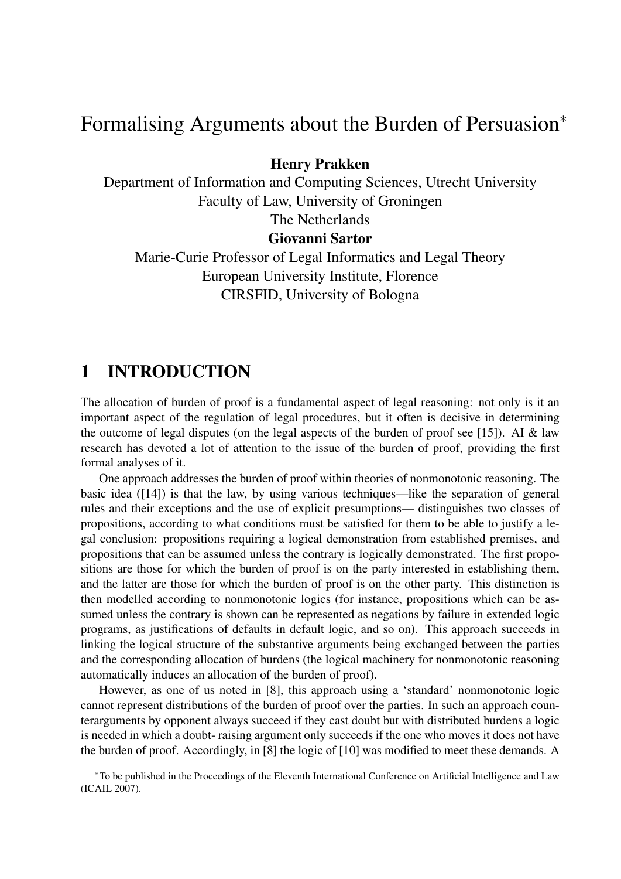# Formalising Arguments about the Burden of Persuasion*

**Henry Prakken**
Department of Information and Computing Sciences, Utrecht University
Faculty of Law, University of Groningen
The Netherlands

**Giovanni Sartor**
Marie-Curie Professor of Legal Informatics and Legal Theory
European University Institute, Florence
CIRSFID, University of Bologna

## 1 INTRODUCTION

The allocation of burden of proof is a fundamental aspect of legal reasoning: not only is it an important aspect of the regulation of legal procedures, but it often is decisive in determining the outcome of legal disputes (on the legal aspects of the burden of proof see [15]). AI & law research has devoted a lot of attention to the issue of the burden of proof, providing the first formal analyses of it.

One approach addresses the burden of proof within theories of nonmonotonic reasoning. The basic idea ([14]) is that the law, by using various techniques—like the separation of general rules and their exceptions and the use of explicit presumptions— distinguishes two classes of propositions, according to what conditions must be satisfied for them to be able to justify a legal conclusion: propositions requiring a logical demonstration from established premises, and propositions that can be assumed unless the contrary is logically demonstrated. The first propositions are those for which the burden of proof is on the party interested in establishing them, and the latter are those for which the burden of proof is on the other party. This distinction is then modelled according to nonmonotonic logics (for instance, propositions which can be assumed unless the contrary is shown can be represented as negations by failure in extended logic programs, as justifications of defaults in default logic, and so on). This approach succeeds in linking the logical structure of the substantive arguments being exchanged between the parties and the corresponding allocation of burdens (the logical machinery for nonmonotonic reasoning automatically induces an allocation of the burden of proof).

However, as one of us noted in [8], this approach using a 'standard' nonmonotonic logic cannot represent distributions of the burden of proof over the parties. In such an approach counterarguments by opponent always succeed if they cast doubt but with distributed burdens a logic is needed in which a doubt- raising argument only succeeds if the one who moves it does not have the burden of proof. Accordingly, in [8] the logic of [10] was modified to meet these demands. A

*To be published in the Proceedings of the Eleventh International Conference on Artificial Intelligence and Law (ICAIL 2007).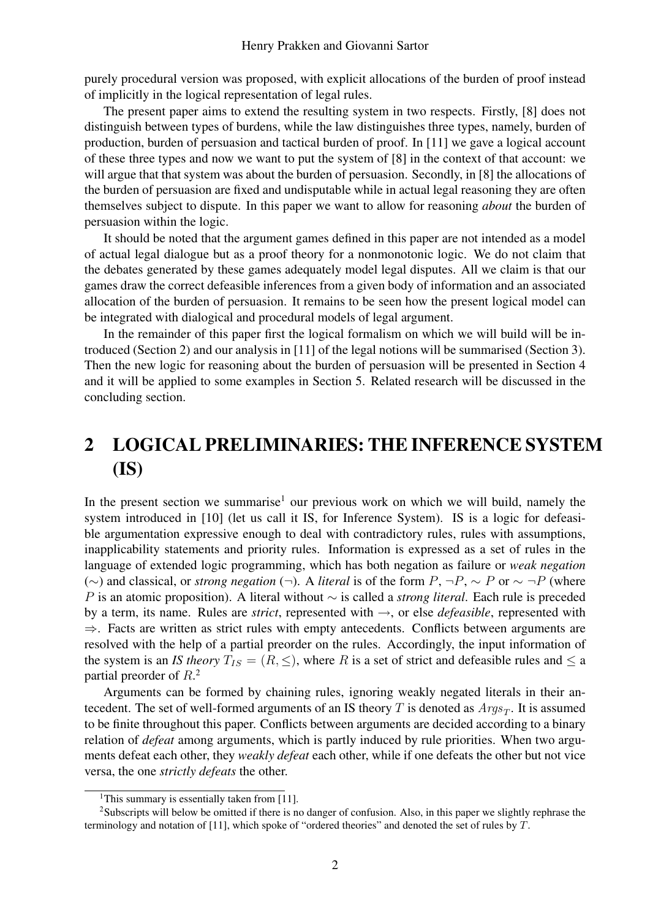purely procedural version was proposed, with explicit allocations of the burden of proof instead of implicitly in the logical representation of legal rules.

The present paper aims to extend the resulting system in two respects. Firstly, [8] does not distinguish between types of burdens, while the law distinguishes three types, namely, burden of production, burden of persuasion and tactical burden of proof. In [11] we gave a logical account of these three types and now we want to put the system of [8] in the context of that account: we will argue that that system was about the burden of persuasion. Secondly, in [8] the allocations of the burden of persuasion are fixed and undisputable while in actual legal reasoning they are often themselves subject to dispute. In this paper we want to allow for reasoning *about* the burden of persuasion within the logic.

It should be noted that the argument games defined in this paper are not intended as a model of actual legal dialogue but as a proof theory for a nonmonotonic logic. We do not claim that the debates generated by these games adequately model legal disputes. All we claim is that our games draw the correct defeasible inferences from a given body of information and an associated allocation of the burden of persuasion. It remains to be seen how the present logical model can be integrated with dialogical and procedural models of legal argument.

In the remainder of this paper first the logical formalism on which we will build will be introduced (Section 2) and our analysis in [11] of the legal notions will be summarised (Section 3). Then the new logic for reasoning about the burden of persuasion will be presented in Section 4 and it will be applied to some examples in Section 5. Related research will be discussed in the concluding section.

## 2 LOGICAL PRELIMINARIES: THE INFERENCE SYSTEM (IS)

In the present section we summarise[1] our previous work on which we will build, namely the system introduced in [10] (let us call it IS, for Inference System). IS is a logic for defeasible argumentation expressive enough to deal with contradictory rules, rules with assumptions, inapplicability statements and priority rules. Information is expressed as a set of rules in the language of extended logic programming, which has both negation as failure or *weak negation* ($\sim$) and classical, or *strong negation* ($\neg$). A *literal* is of the form $P$, $\neg P$, $\sim P$ or $\sim \neg P$ (where $P$ is an atomic proposition). A literal without $\sim$ is called a *strong literal*. Each rule is preceded by a term, its name. Rules are *strict*, represented with $\rightarrow$, or else *defeasible*, represented with $\Rightarrow$. Facts are written as strict rules with empty antecedents. Conflicts between arguments are resolved with the help of a partial preorder on the rules. Accordingly, the input information of the system is an *IS theory* $T_{IS} = (R, \leq)$, where $R$ is a set of strict and defeasible rules and $\leq$ a partial preorder of $R$.[2]

Arguments can be formed by chaining rules, ignoring weakly negated literals in their antecedent. The set of well-formed arguments of an IS theory $T$ is denoted as $Args_T$. It is assumed to be finite throughout this paper. Conflicts between arguments are decided according to a binary relation of *defeat* among arguments, which is partly induced by rule priorities. When two arguments defeat each other, they *weakly defeat* each other, while if one defeats the other but not vice versa, the one *strictly defeats* the other.

[1] This summary is essentially taken from [11].

[2] Subscripts will below be omitted if there is no danger of confusion. Also, in this paper we slightly rephrase the terminology and notation of [11], which spoke of "ordered theories" and denoted the set of rules by $T$.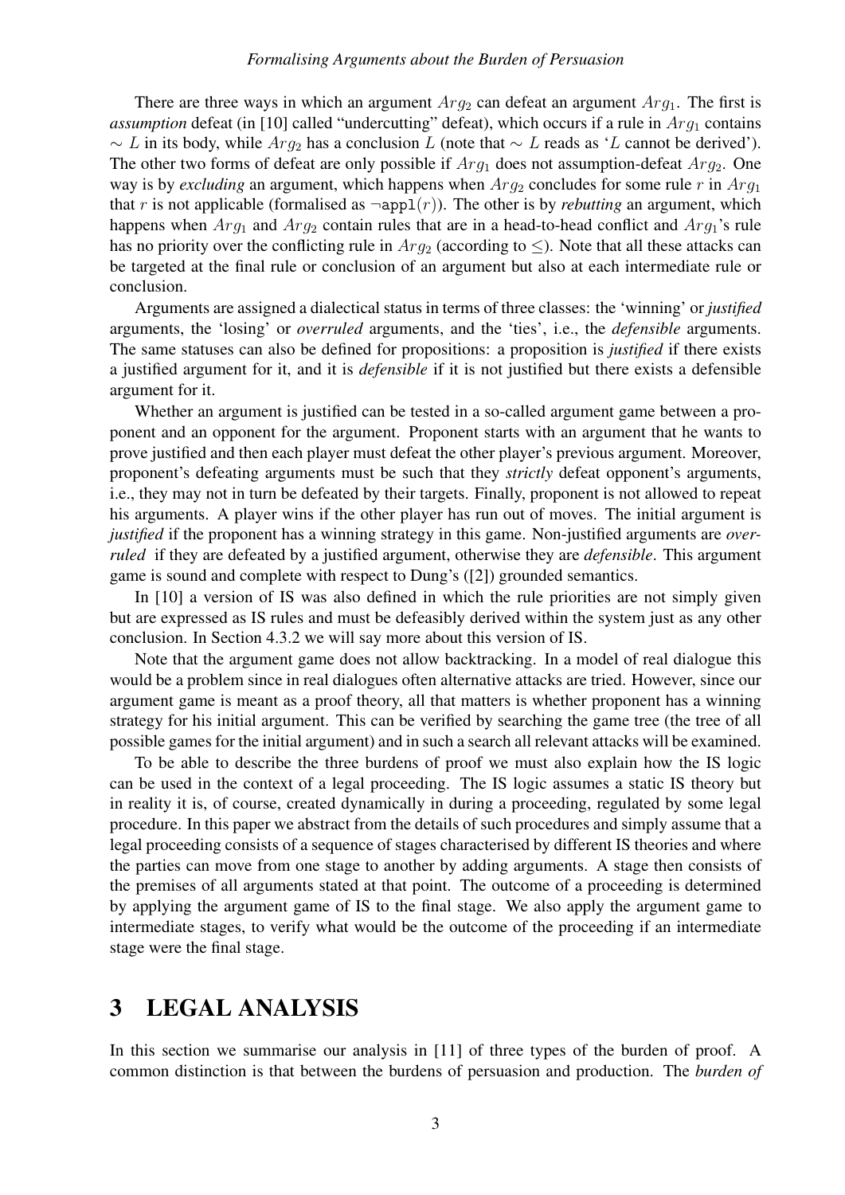There are three ways in which an argument $Arg_2$ can defeat an argument $Arg_1$. The first is *assumption* defeat (in [10] called "undercutting" defeat), which occurs if a rule in $Arg_1$ contains $\sim L$ in its body, while $Arg_2$ has a conclusion $L$ (note that $\sim L$ reads as '$L$ cannot be derived'). The other two forms of defeat are only possible if $Arg_1$ does not assumption-defeat $Arg_2$. One way is by *excluding* an argument, which happens when $Arg_2$ concludes for some rule $r$ in $Arg_1$ that $r$ is not applicable (formalised as $\neg \texttt{appl}(r)$). The other is by *rebutting* an argument, which happens when $Arg_1$ and $Arg_2$ contain rules that are in a head-to-head conflict and $Arg_1$'s rule has no priority over the conflicting rule in $Arg_2$ (according to $\leq$). Note that all these attacks can be targeted at the final rule or conclusion of an argument but also at each intermediate rule or conclusion.

Arguments are assigned a dialectical status in terms of three classes: the 'winning' or *justified* arguments, the 'losing' or *overruled* arguments, and the 'ties', i.e., the *defensible* arguments. The same statuses can also be defined for propositions: a proposition is *justified* if there exists a justified argument for it, and it is *defensible* if it is not justified but there exists a defensible argument for it.

Whether an argument is justified can be tested in a so-called argument game between a proponent and an opponent for the argument. Proponent starts with an argument that he wants to prove justified and then each player must defeat the other player's previous argument. Moreover, proponent's defeating arguments must be such that they *strictly* defeat opponent's arguments, i.e., they may not in turn be defeated by their targets. Finally, proponent is not allowed to repeat his arguments. A player wins if the other player has run out of moves. The initial argument is *justified* if the proponent has a winning strategy in this game. Non-justified arguments are *overruled* if they are defeated by a justified argument, otherwise they are *defensible*. This argument game is sound and complete with respect to Dung's ([2]) grounded semantics.

In [10] a version of IS was also defined in which the rule priorities are not simply given but are expressed as IS rules and must be defeasibly derived within the system just as any other conclusion. In Section 4.3.2 we will say more about this version of IS.

Note that the argument game does not allow backtracking. In a model of real dialogue this would be a problem since in real dialogues often alternative attacks are tried. However, since our argument game is meant as a proof theory, all that matters is whether proponent has a winning strategy for his initial argument. This can be verified by searching the game tree (the tree of all possible games for the initial argument) and in such a search all relevant attacks will be examined.

To be able to describe the three burdens of proof we must also explain how the IS logic can be used in the context of a legal proceeding. The IS logic assumes a static IS theory but in reality it is, of course, created dynamically in during a proceeding, regulated by some legal procedure. In this paper we abstract from the details of such procedures and simply assume that a legal proceeding consists of a sequence of stages characterised by different IS theories and where the parties can move from one stage to another by adding arguments. A stage then consists of the premises of all arguments stated at that point. The outcome of a proceeding is determined by applying the argument game of IS to the final stage. We also apply the argument game to intermediate stages, to verify what would be the outcome of the proceeding if an intermediate stage were the final stage.

# 3 LEGAL ANALYSIS

In this section we summarise our analysis in [11] of three types of the burden of proof. A common distinction is that between the burdens of persuasion and production. The *burden of*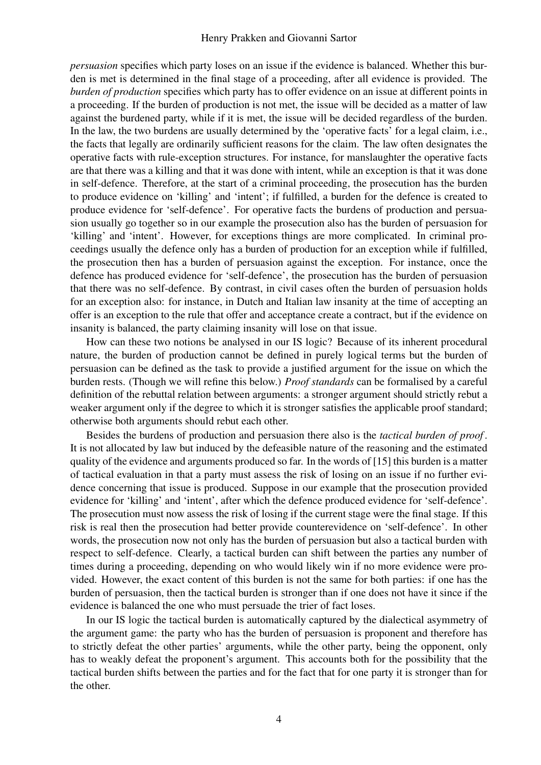*persuasion* specifies which party loses on an issue if the evidence is balanced. Whether this burden is met is determined in the final stage of a proceeding, after all evidence is provided. The *burden of production* specifies which party has to offer evidence on an issue at different points in a proceeding. If the burden of production is not met, the issue will be decided as a matter of law against the burdened party, while if it is met, the issue will be decided regardless of the burden. In the law, the two burdens are usually determined by the 'operative facts' for a legal claim, i.e., the facts that legally are ordinarily sufficient reasons for the claim. The law often designates the operative facts with rule-exception structures. For instance, for manslaughter the operative facts are that there was a killing and that it was done with intent, while an exception is that it was done in self-defence. Therefore, at the start of a criminal proceeding, the prosecution has the burden to produce evidence on 'killing' and 'intent'; if fulfilled, a burden for the defence is created to produce evidence for 'self-defence'. For operative facts the burdens of production and persuasion usually go together so in our example the prosecution also has the burden of persuasion for 'killing' and 'intent'. However, for exceptions things are more complicated. In criminal proceedings usually the defence only has a burden of production for an exception while if fulfilled, the prosecution then has a burden of persuasion against the exception. For instance, once the defence has produced evidence for 'self-defence', the prosecution has the burden of persuasion that there was no self-defence. By contrast, in civil cases often the burden of persuasion holds for an exception also: for instance, in Dutch and Italian law insanity at the time of accepting an offer is an exception to the rule that offer and acceptance create a contract, but if the evidence on insanity is balanced, the party claiming insanity will lose on that issue.

How can these two notions be analysed in our IS logic? Because of its inherent procedural nature, the burden of production cannot be defined in purely logical terms but the burden of persuasion can be defined as the task to provide a justified argument for the issue on which the burden rests. (Though we will refine this below.) *Proof standards* can be formalised by a careful definition of the rebuttal relation between arguments: a stronger argument should strictly rebut a weaker argument only if the degree to which it is stronger satisfies the applicable proof standard; otherwise both arguments should rebut each other.

Besides the burdens of production and persuasion there also is the *tactical burden of proof*. It is not allocated by law but induced by the defeasible nature of the reasoning and the estimated quality of the evidence and arguments produced so far. In the words of [15] this burden is a matter of tactical evaluation in that a party must assess the risk of losing on an issue if no further evidence concerning that issue is produced. Suppose in our example that the prosecution provided evidence for 'killing' and 'intent', after which the defence produced evidence for 'self-defence'. The prosecution must now assess the risk of losing if the current stage were the final stage. If this risk is real then the prosecution had better provide counterevidence on 'self-defence'. In other words, the prosecution now not only has the burden of persuasion but also a tactical burden with respect to self-defence. Clearly, a tactical burden can shift between the parties any number of times during a proceeding, depending on who would likely win if no more evidence were provided. However, the exact content of this burden is not the same for both parties: if one has the burden of persuasion, then the tactical burden is stronger than if one does not have it since if the evidence is balanced the one who must persuade the trier of fact loses.

In our IS logic the tactical burden is automatically captured by the dialectical asymmetry of the argument game: the party who has the burden of persuasion is proponent and therefore has to strictly defeat the other parties' arguments, while the other party, being the opponent, only has to weakly defeat the proponent's argument. This accounts both for the possibility that the tactical burden shifts between the parties and for the fact that for one party it is stronger than for the other.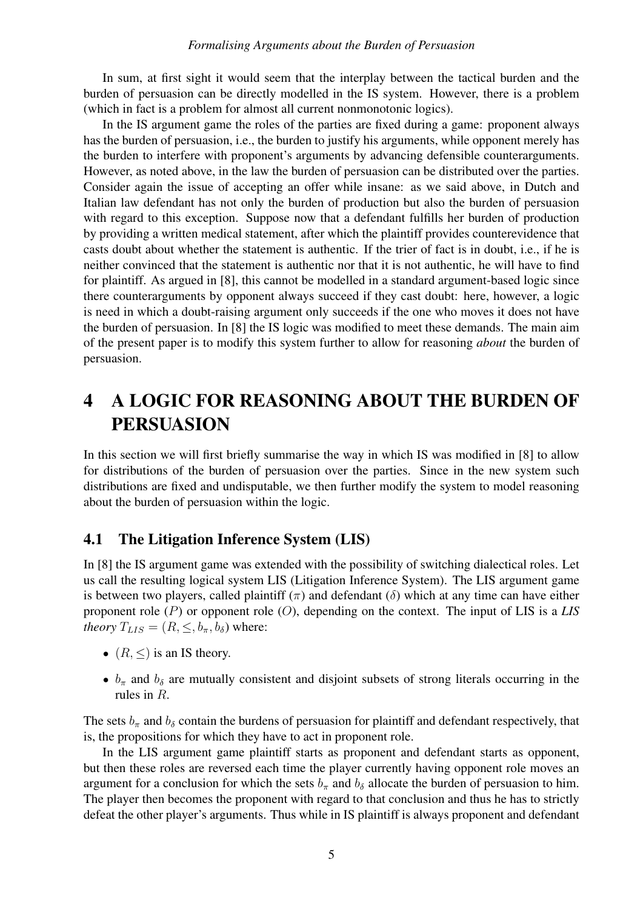In sum, at first sight it would seem that the interplay between the tactical burden and the burden of persuasion can be directly modelled in the IS system. However, there is a problem (which in fact is a problem for almost all current nonmonotonic logics).

In the IS argument game the roles of the parties are fixed during a game: proponent always has the burden of persuasion, i.e., the burden to justify his arguments, while opponent merely has the burden to interfere with proponent's arguments by advancing defensible counterarguments. However, as noted above, in the law the burden of persuasion can be distributed over the parties. Consider again the issue of accepting an offer while insane: as we said above, in Dutch and Italian law defendant has not only the burden of production but also the burden of persuasion with regard to this exception. Suppose now that a defendant fulfills her burden of production by providing a written medical statement, after which the plaintiff provides counterevidence that casts doubt about whether the statement is authentic. If the trier of fact is in doubt, i.e., if he is neither convinced that the statement is authentic nor that it is not authentic, he will have to find for plaintiff. As argued in [8], this cannot be modelled in a standard argument-based logic since there counterarguments by opponent always succeed if they cast doubt: here, however, a logic is need in which a doubt-raising argument only succeeds if the one who moves it does not have the burden of persuasion. In [8] the IS logic was modified to meet these demands. The main aim of the present paper is to modify this system further to allow for reasoning *about* the burden of persuasion.

# 4 A LOGIC FOR REASONING ABOUT THE BURDEN OF PERSUASION

In this section we will first briefly summarise the way in which IS was modified in [8] to allow for distributions of the burden of persuasion over the parties. Since in the new system such distributions are fixed and undisputable, we then further modify the system to model reasoning about the burden of persuasion within the logic.

## 4.1 The Litigation Inference System (LIS)

In [8] the IS argument game was extended with the possibility of switching dialectical roles. Let us call the resulting logical system LIS (Litigation Inference System). The LIS argument game is between two players, called plaintiff ($\pi$) and defendant ($\delta$) which at any time can have either proponent role ($P$) or opponent role ($O$), depending on the context. The input of LIS is a *LIS theory* $T_{LIS} = (R, \leq, b_\pi, b_\delta)$ where:

- $(R, \leq)$ is an IS theory.
- $b_\pi$ and $b_\delta$ are mutually consistent and disjoint subsets of strong literals occurring in the rules in $R$.

The sets $b_\pi$ and $b_\delta$ contain the burdens of persuasion for plaintiff and defendant respectively, that is, the propositions for which they have to act in proponent role.

In the LIS argument game plaintiff starts as proponent and defendant starts as opponent, but then these roles are reversed each time the player currently having opponent role moves an argument for a conclusion for which the sets $b_\pi$ and $b_\delta$ allocate the burden of persuasion to him. The player then becomes the proponent with regard to that conclusion and thus he has to strictly defeat the other player's arguments. Thus while in IS plaintiff is always proponent and defendant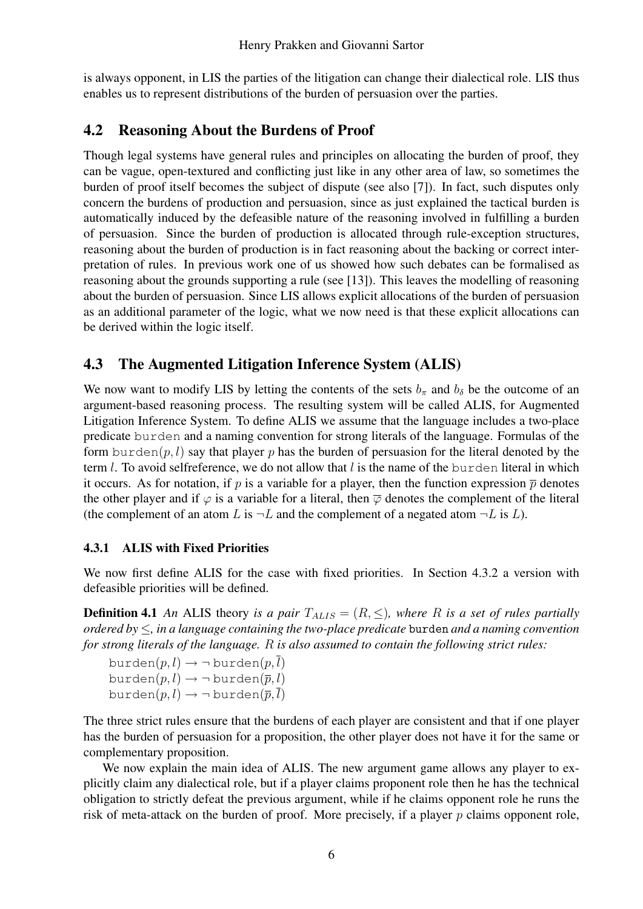is always opponent, in LIS the parties of the litigation can change their dialectical role. LIS thus enables us to represent distributions of the burden of persuasion over the parties.

## 4.2 Reasoning About the Burdens of Proof

Though legal systems have general rules and principles on allocating the burden of proof, they can be vague, open-textured and conflicting just like in any other area of law, so sometimes the burden of proof itself becomes the subject of dispute (see also [7]). In fact, such disputes only concern the burdens of production and persuasion, since as just explained the tactical burden is automatically induced by the defeasible nature of the reasoning involved in fulfilling a burden of persuasion. Since the burden of production is allocated through rule-exception structures, reasoning about the burden of production is in fact reasoning about the backing or correct interpretation of rules. In previous work one of us showed how such debates can be formalised as reasoning about the grounds supporting a rule (see [13]). This leaves the modelling of reasoning about the burden of persuasion. Since LIS allows explicit allocations of the burden of persuasion as an additional parameter of the logic, what we now need is that these explicit allocations can be derived within the logic itself.

## 4.3 The Augmented Litigation Inference System (ALIS)

We now want to modify LIS by letting the contents of the sets $b_\pi$ and $b_\delta$ be the outcome of an argument-based reasoning process. The resulting system will be called ALIS, for Augmented Litigation Inference System. To define ALIS we assume that the language includes a two-place predicate `burden` and a naming convention for strong literals of the language. Formulas of the form $\texttt{burden}(p, l)$ say that player $p$ has the burden of persuasion for the literal denoted by the term $l$. To avoid selfreference, we do not allow that $l$ is the name of the `burden` literal in which it occurs. As for notation, if $p$ is a variable for a player, then the function expression $\overline{p}$ denotes the other player and if $\varphi$ is a variable for a literal, then $\overline{\varphi}$ denotes the complement of the literal (the complement of an atom $L$ is $\neg L$ and the complement of a negated atom $\neg L$ is $L$).

### 4.3.1 ALIS with Fixed Priorities

We now first define ALIS for the case with fixed priorities. In Section 4.3.2 a version with defeasible priorities will be defined.

**Definition 4.1** *An* ALIS theory *is a pair $T_{ALIS} = (R, \leq)$, where $R$ is a set of rules partially ordered by $\leq$, in a language containing the two-place predicate* `burden` *and a naming convention for strong literals of the language. $R$ is also assumed to contain the following strict rules:*

$\texttt{burden}(p, l) \rightarrow \neg\,\texttt{burden}(p, \overline{l})$
$\texttt{burden}(p, l) \rightarrow \neg\,\texttt{burden}(\overline{p}, l)$
$\texttt{burden}(p, l) \rightarrow \neg\,\texttt{burden}(\overline{p}, \overline{l})$

The three strict rules ensure that the burdens of each player are consistent and that if one player has the burden of persuasion for a proposition, the other player does not have it for the same or complementary proposition.

We now explain the main idea of ALIS. The new argument game allows any player to explicitly claim any dialectical role, but if a player claims proponent role then he has the technical obligation to strictly defeat the previous argument, while if he claims opponent role he runs the risk of meta-attack on the burden of proof. More precisely, if a player $p$ claims opponent role,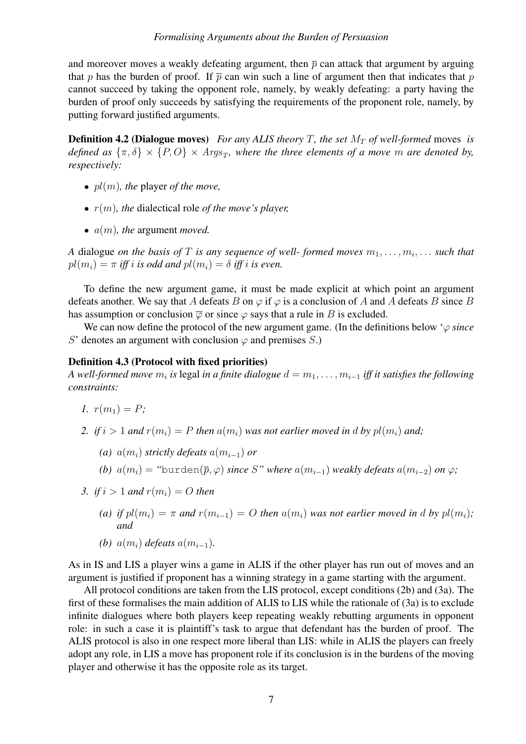and moreover moves a weakly defeating argument, then $\overline{p}$ can attack that argument by arguing that $p$ has the burden of proof. If $\overline{p}$ can win such a line of argument then that indicates that $p$ cannot succeed by taking the opponent role, namely, by weakly defeating: a party having the burden of proof only succeeds by satisfying the requirements of the proponent role, namely, by putting forward justified arguments.

**Definition 4.2 (Dialogue moves)** *For any ALIS theory $T$, the set $M_T$ of well-formed* moves *is defined as $\{\pi, \delta\} \times \{P, O\} \times Args_T$, where the three elements of a move $m$ are denoted by, respectively:*

- $pl(m)$*, the* player *of the move,*
- $r(m)$*, the* dialectical role *of the move's player,*
- $a(m)$*, the* argument *moved.*

*A* dialogue *on the basis of $T$ is any sequence of well- formed moves $m_1, \ldots, m_i, \ldots$ such that $pl(m_i) = \pi$ iff $i$ is odd and $pl(m_i) = \delta$ iff $i$ is even.*

To define the new argument game, it must be made explicit at which point an argument defeats another. We say that $A$ defeats $B$ on $\varphi$ if $\varphi$ is a conclusion of $A$ and $A$ defeats $B$ since $B$ has assumption or conclusion $\overline{\varphi}$ or since $\varphi$ says that a rule in $B$ is excluded.

We can now define the protocol of the new argument game. (In the definitions below '$\varphi$ *since* $S$' denotes an argument with conclusion $\varphi$ and premises $S$.)

**Definition 4.3 (Protocol with fixed priorities)**
*A well-formed move $m_i$ is* legal *in a finite dialogue $d = m_1, \ldots, m_{i-1}$ iff it satisfies the following constraints:*

1. $r(m_1) = P$*;*
2. *if $i > 1$ and $r(m_i) = P$ then $a(m_i)$ was not earlier moved in $d$ by $pl(m_i)$ and;*
   - *(a) $a(m_i)$ strictly defeats $a(m_{i-1})$ or*
   - *(b) $a(m_i) =$ "$\texttt{burden}(\overline{p}, \varphi)$ since $S$" where $a(m_{i-1})$ weakly defeats $a(m_{i-2})$ on $\varphi$;*
3. *if $i > 1$ and $r(m_i) = O$ then*
   - *(a) if $pl(m_i) = \pi$ and $r(m_{i-1}) = O$ then $a(m_i)$ was not earlier moved in $d$ by $pl(m_i)$; and*
   - *(b) $a(m_i)$ defeats $a(m_{i-1})$.*

As in IS and LIS a player wins a game in ALIS if the other player has run out of moves and an argument is justified if proponent has a winning strategy in a game starting with the argument.

All protocol conditions are taken from the LIS protocol, except conditions (2b) and (3a). The first of these formalises the main addition of ALIS to LIS while the rationale of (3a) is to exclude infinite dialogues where both players keep repeating weakly rebutting arguments in opponent role: in such a case it is plaintiff's task to argue that defendant has the burden of proof. The ALIS protocol is also in one respect more liberal than LIS: while in ALIS the players can freely adopt any role, in LIS a move has proponent role if its conclusion is in the burdens of the moving player and otherwise it has the opposite role as its target.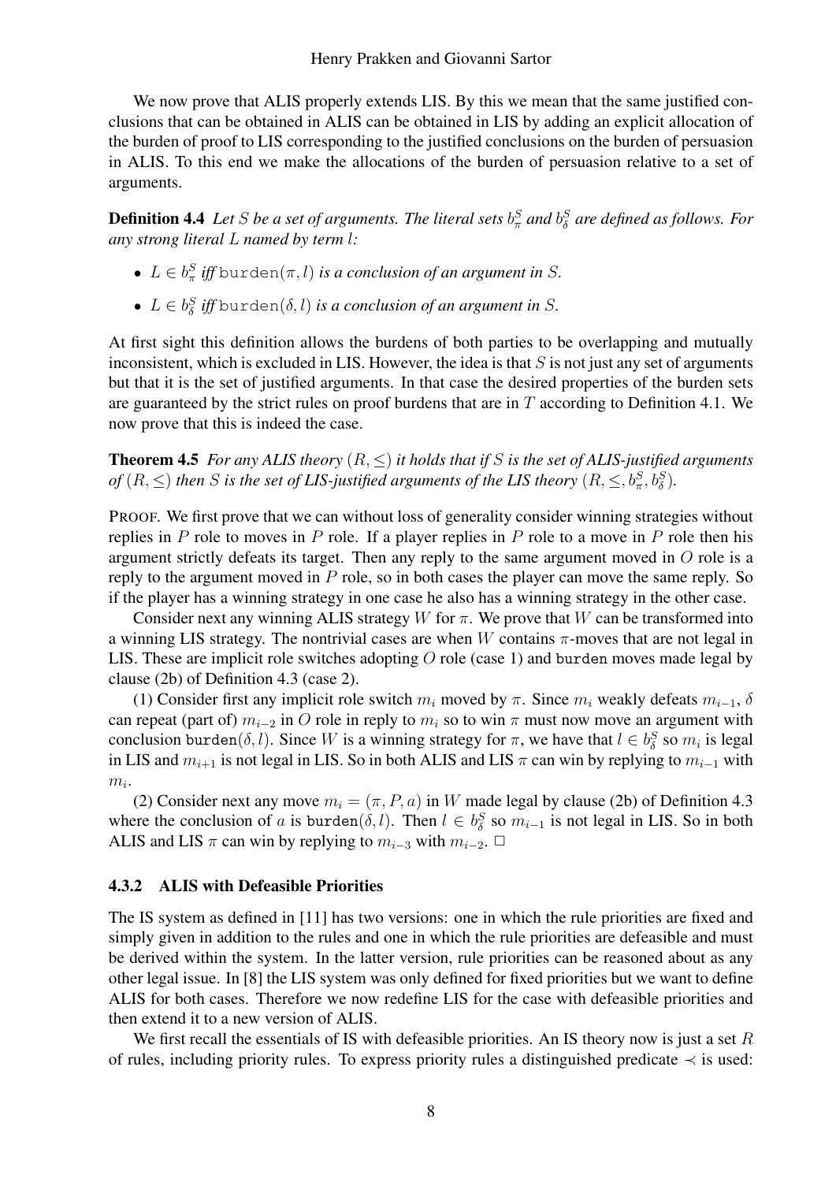We now prove that ALIS properly extends LIS. By this we mean that the same justified conclusions that can be obtained in ALIS can be obtained in LIS by adding an explicit allocation of the burden of proof to LIS corresponding to the justified conclusions on the burden of persuasion in ALIS. To this end we make the allocations of the burden of persuasion relative to a set of arguments.

**Definition 4.4** *Let $S$ be a set of arguments. The literal sets $b_\pi^S$ and $b_\delta^S$ are defined as follows. For any strong literal $L$ named by term $l$:*

- *$L \in b_\pi^S$ iff $\texttt{burden}(\pi, l)$ is a conclusion of an argument in $S$.*
- *$L \in b_\delta^S$ iff $\texttt{burden}(\delta, l)$ is a conclusion of an argument in $S$.*

At first sight this definition allows the burdens of both parties to be overlapping and mutually inconsistent, which is excluded in LIS. However, the idea is that $S$ is not just any set of arguments but that it is the set of justified arguments. In that case the desired properties of the burden sets are guaranteed by the strict rules on proof burdens that are in $T$ according to Definition 4.1. We now prove that this is indeed the case.

**Theorem 4.5** *For any ALIS theory $(R, \leq)$ it holds that if $S$ is the set of ALIS-justified arguments of $(R, \leq)$ then $S$ is the set of LIS-justified arguments of the LIS theory $(R, \leq, b_\pi^S, b_\delta^S)$.*

PROOF. We first prove that we can without loss of generality consider winning strategies without replies in $P$ role to moves in $P$ role. If a player replies in $P$ role to a move in $P$ role then his argument strictly defeats its target. Then any reply to the same argument moved in $O$ role is a reply to the argument moved in $P$ role, so in both cases the player can move the same reply. So if the player has a winning strategy in one case he also has a winning strategy in the other case.

Consider next any winning ALIS strategy $W$ for $\pi$. We prove that $W$ can be transformed into a winning LIS strategy. The nontrivial cases are when $W$ contains $\pi$-moves that are not legal in LIS. These are implicit role switches adopting $O$ role (case 1) and `burden` moves made legal by clause (2b) of Definition 4.3 (case 2).

(1) Consider first any implicit role switch $m_i$ moved by $\pi$. Since $m_i$ weakly defeats $m_{i-1}$, $\delta$ can repeat (part of) $m_{i-2}$ in $O$ role in reply to $m_i$ so to win $\pi$ must now move an argument with conclusion $\texttt{burden}(\delta, l)$. Since $W$ is a winning strategy for $\pi$, we have that $l \in b_\delta^S$ so $m_i$ is legal in LIS and $m_{i+1}$ is not legal in LIS. So in both ALIS and LIS $\pi$ can win by replying to $m_{i-1}$ with $m_i$.

(2) Consider next any move $m_i = (\pi, P, a)$ in $W$ made legal by clause (2b) of Definition 4.3 where the conclusion of $a$ is $\texttt{burden}(\delta, l)$. Then $l \in b_\delta^S$ so $m_{i-1}$ is not legal in LIS. So in both ALIS and LIS $\pi$ can win by replying to $m_{i-3}$ with $m_{i-2}$. $\Box$

### 4.3.2 ALIS with Defeasible Priorities

The IS system as defined in [11] has two versions: one in which the rule priorities are fixed and simply given in addition to the rules and one in which the rule priorities are defeasible and must be derived within the system. In the latter version, rule priorities can be reasoned about as any other legal issue. In [8] the LIS system was only defined for fixed priorities but we want to define ALIS for both cases. Therefore we now redefine LIS for the case with defeasible priorities and then extend it to a new version of ALIS.

We first recall the essentials of IS with defeasible priorities. An IS theory now is just a set $R$ of rules, including priority rules. To express priority rules a distinguished predicate $\prec$ is used: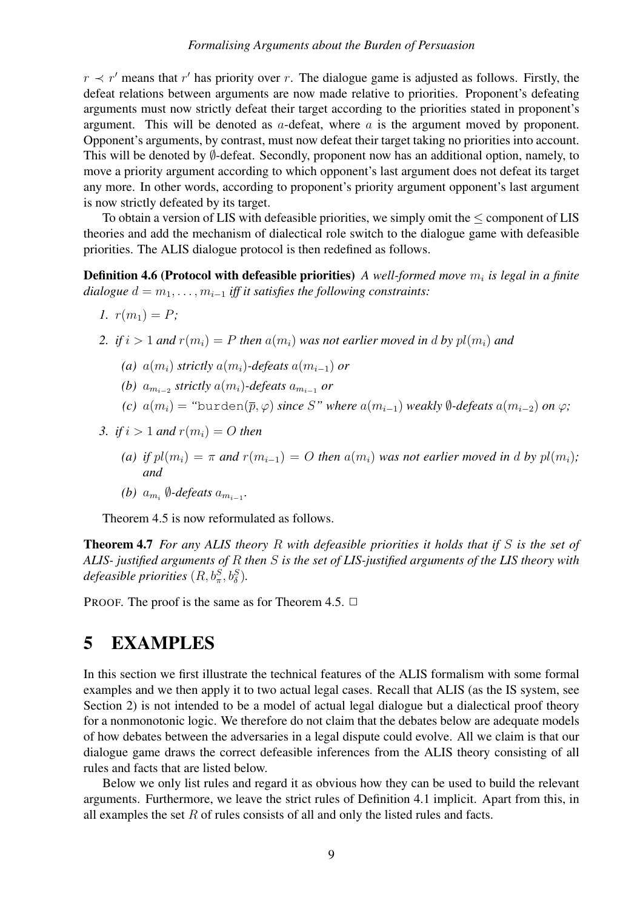$r \prec r'$ means that $r'$ has priority over $r$. The dialogue game is adjusted as follows. Firstly, the defeat relations between arguments are now made relative to priorities. Proponent's defeating arguments must now strictly defeat their target according to the priorities stated in proponent's argument. This will be denoted as $a$-defeat, where $a$ is the argument moved by proponent. Opponent's arguments, by contrast, must now defeat their target taking no priorities into account. This will be denoted by $\emptyset$-defeat. Secondly, proponent now has an additional option, namely, to move a priority argument according to which opponent's last argument does not defeat its target any more. In other words, according to proponent's priority argument opponent's last argument is now strictly defeated by its target.

To obtain a version of LIS with defeasible priorities, we simply omit the $\leq$ component of LIS theories and add the mechanism of dialectical role switch to the dialogue game with defeasible priorities. The ALIS dialogue protocol is then redefined as follows.

**Definition 4.6 (Protocol with defeasible priorities)** *A well-formed move $m_i$ is legal in a finite dialogue $d = m_1, \ldots, m_{i-1}$ iff it satisfies the following constraints:*

1. $r(m_1) = P$;
2. *if $i > 1$ and $r(m_i) = P$ then $a(m_i)$ was not earlier moved in $d$ by $pl(m_i)$ and*
   (a) *$a(m_i)$ strictly $a(m_i)$-defeats $a(m_{i-1})$ or*
   (b) *$a_{m_{i-2}}$ strictly $a(m_i)$-defeats $a_{m_{i-1}}$ or*
   (c) *$a(m_i) =$ "$\texttt{burden}(\overline{p}, \varphi)$ since $S$" where $a(m_{i-1})$ weakly $\emptyset$-defeats $a(m_{i-2})$ on $\varphi$;*
3. *if $i > 1$ and $r(m_i) = O$ then*
   (a) *if $pl(m_i) = \pi$ and $r(m_{i-1}) = O$ then $a(m_i)$ was not earlier moved in $d$ by $pl(m_i)$; and*
   (b) *$a_{m_i}$ $\emptyset$-defeats $a_{m_{i-1}}$.*

Theorem 4.5 is now reformulated as follows.

**Theorem 4.7** *For any ALIS theory $R$ with defeasible priorities it holds that if $S$ is the set of ALIS- justified arguments of $R$ then $S$ is the set of LIS-justified arguments of the LIS theory with defeasible priorities $(R, b_\pi^S, b_\delta^S)$.*

PROOF. The proof is the same as for Theorem 4.5. $\Box$

# 5 EXAMPLES

In this section we first illustrate the technical features of the ALIS formalism with some formal examples and we then apply it to two actual legal cases. Recall that ALIS (as the IS system, see Section 2) is not intended to be a model of actual legal dialogue but a dialectical proof theory for a nonmonotonic logic. We therefore do not claim that the debates below are adequate models of how debates between the adversaries in a legal dispute could evolve. All we claim is that our dialogue game draws the correct defeasible inferences from the ALIS theory consisting of all rules and facts that are listed below.

Below we only list rules and regard it as obvious how they can be used to build the relevant arguments. Furthermore, we leave the strict rules of Definition 4.1 implicit. Apart from this, in all examples the set $R$ of rules consists of all and only the listed rules and facts.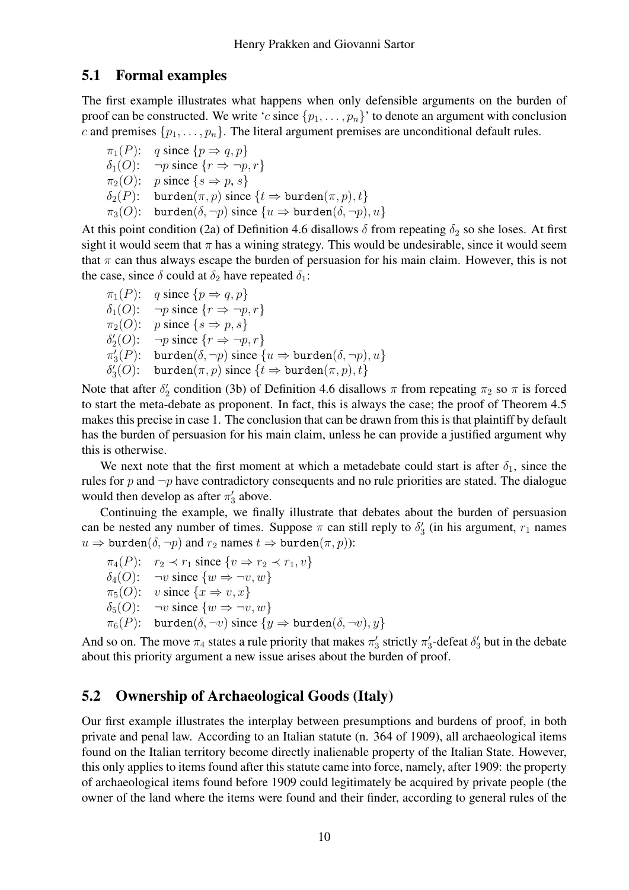## 5.1 Formal examples

The first example illustrates what happens when only defensible arguments on the burden of proof can be constructed. We write '$c$ since $\{p_1, \ldots, p_n\}$' to denote an argument with conclusion $c$ and premises $\{p_1, \ldots, p_n\}$. The literal argument premises are unconditional default rules.

$\pi_1(P)$: $q$ since $\{p \Rightarrow q, p\}$
$\delta_1(O)$: $\neg p$ since $\{r \Rightarrow \neg p, r\}$
$\pi_2(O)$: $p$ since $\{s \Rightarrow p, s\}$
$\delta_2(P)$: $\texttt{burden}(\pi, p)$ since $\{t \Rightarrow \texttt{burden}(\pi, p), t\}$
$\pi_3(O)$: $\texttt{burden}(\delta, \neg p)$ since $\{u \Rightarrow \texttt{burden}(\delta, \neg p), u\}$

At this point condition (2a) of Definition 4.6 disallows $\delta$ from repeating $\delta_2$ so she loses. At first sight it would seem that $\pi$ has a wining strategy. This would be undesirable, since it would seem that $\pi$ can thus always escape the burden of persuasion for his main claim. However, this is not the case, since $\delta$ could at $\delta_2$ have repeated $\delta_1$:

$\pi_1(P)$: $q$ since $\{p \Rightarrow q, p\}$
$\delta_1(O)$: $\neg p$ since $\{r \Rightarrow \neg p, r\}$
$\pi_2(O)$: $p$ since $\{s \Rightarrow p, s\}$
$\delta_2'(O)$: $\neg p$ since $\{r \Rightarrow \neg p, r\}$
$\pi_3'(P)$: $\texttt{burden}(\delta, \neg p)$ since $\{u \Rightarrow \texttt{burden}(\delta, \neg p), u\}$
$\delta_3'(O)$: $\texttt{burden}(\pi, p)$ since $\{t \Rightarrow \texttt{burden}(\pi, p), t\}$

Note that after $\delta_2'$ condition (3b) of Definition 4.6 disallows $\pi$ from repeating $\pi_2$ so $\pi$ is forced to start the meta-debate as proponent. In fact, this is always the case; the proof of Theorem 4.5 makes this precise in case 1. The conclusion that can be drawn from this is that plaintiff by default has the burden of persuasion for his main claim, unless he can provide a justified argument why this is otherwise.

We next note that the first moment at which a metadebate could start is after $\delta_1$, since the rules for $p$ and $\neg p$ have contradictory consequents and no rule priorities are stated. The dialogue would then develop as after $\pi_3'$ above.

Continuing the example, we finally illustrate that debates about the burden of persuasion can be nested any number of times. Suppose $\pi$ can still reply to $\delta_3'$ (in his argument, $r_1$ names $u \Rightarrow \texttt{burden}(\delta, \neg p)$ and $r_2$ names $t \Rightarrow \texttt{burden}(\pi, p)$):

$\pi_4(P)$: $r_2 \prec r_1$ since $\{v \Rightarrow r_2 \prec r_1, v\}$
$\delta_4(O)$: $\neg v$ since $\{w \Rightarrow \neg v, w\}$
$\pi_5(O)$: $v$ since $\{x \Rightarrow v, x\}$
$\delta_5(O)$: $\neg v$ since $\{w \Rightarrow \neg v, w\}$
$\pi_6(P)$: $\texttt{burden}(\delta, \neg v)$ since $\{y \Rightarrow \texttt{burden}(\delta, \neg v), y\}$

And so on. The move $\pi_4$ states a rule priority that makes $\pi_3'$ strictly $\pi_3'$-defeat $\delta_3'$ but in the debate about this priority argument a new issue arises about the burden of proof.

## 5.2 Ownership of Archaeological Goods (Italy)

Our first example illustrates the interplay between presumptions and burdens of proof, in both private and penal law. According to an Italian statute (n. 364 of 1909), all archaeological items found on the Italian territory become directly inalienable property of the Italian State. However, this only applies to items found after this statute came into force, namely, after 1909: the property of archaeological items found before 1909 could legitimately be acquired by private people (the owner of the land where the items were found and their finder, according to general rules of the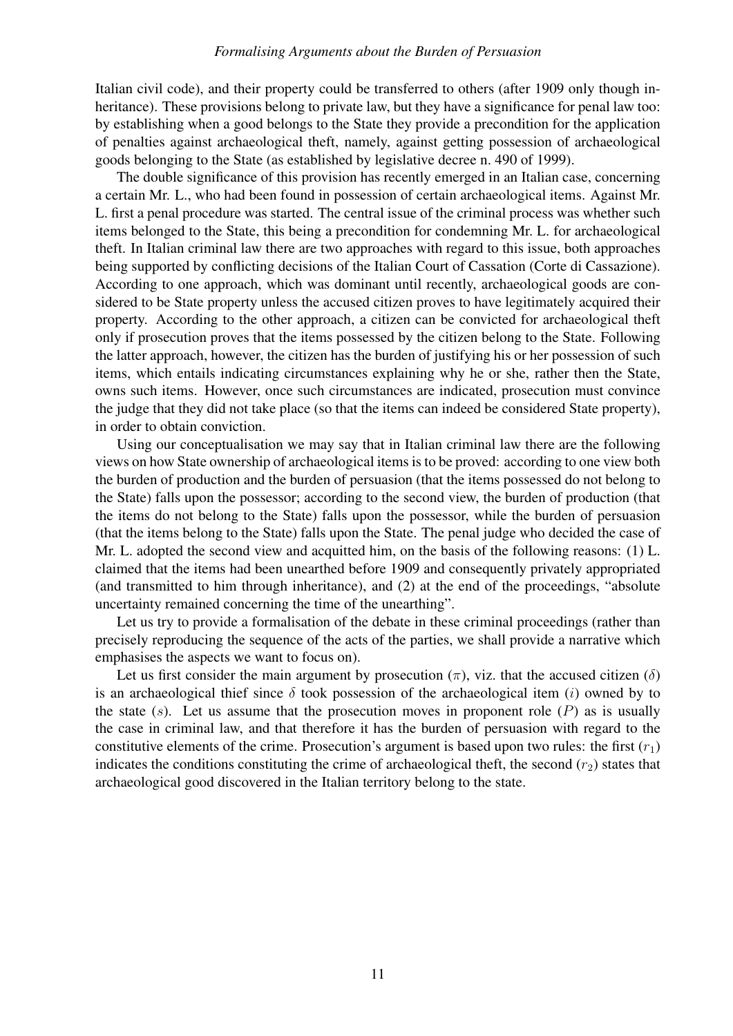Italian civil code), and their property could be transferred to others (after 1909 only though inheritance). These provisions belong to private law, but they have a significance for penal law too: by establishing when a good belongs to the State they provide a precondition for the application of penalties against archaeological theft, namely, against getting possession of archaeological goods belonging to the State (as established by legislative decree n. 490 of 1999).

The double significance of this provision has recently emerged in an Italian case, concerning a certain Mr. L., who had been found in possession of certain archaeological items. Against Mr. L. first a penal procedure was started. The central issue of the criminal process was whether such items belonged to the State, this being a precondition for condemning Mr. L. for archaeological theft. In Italian criminal law there are two approaches with regard to this issue, both approaches being supported by conflicting decisions of the Italian Court of Cassation (Corte di Cassazione). According to one approach, which was dominant until recently, archaeological goods are considered to be State property unless the accused citizen proves to have legitimately acquired their property. According to the other approach, a citizen can be convicted for archaeological theft only if prosecution proves that the items possessed by the citizen belong to the State. Following the latter approach, however, the citizen has the burden of justifying his or her possession of such items, which entails indicating circumstances explaining why he or she, rather then the State, owns such items. However, once such circumstances are indicated, prosecution must convince the judge that they did not take place (so that the items can indeed be considered State property), in order to obtain conviction.

Using our conceptualisation we may say that in Italian criminal law there are the following views on how State ownership of archaeological items is to be proved: according to one view both the burden of production and the burden of persuasion (that the items possessed do not belong to the State) falls upon the possessor; according to the second view, the burden of production (that the items do not belong to the State) falls upon the possessor, while the burden of persuasion (that the items belong to the State) falls upon the State. The penal judge who decided the case of Mr. L. adopted the second view and acquitted him, on the basis of the following reasons: (1) L. claimed that the items had been unearthed before 1909 and consequently privately appropriated (and transmitted to him through inheritance), and (2) at the end of the proceedings, "absolute uncertainty remained concerning the time of the unearthing".

Let us try to provide a formalisation of the debate in these criminal proceedings (rather than precisely reproducing the sequence of the acts of the parties, we shall provide a narrative which emphasises the aspects we want to focus on).

Let us first consider the main argument by prosecution ($\pi$), viz. that the accused citizen ($\delta$) is an archaeological thief since $\delta$ took possession of the archaeological item ($i$) owned by to the state ($s$). Let us assume that the prosecution moves in proponent role ($P$) as is usually the case in criminal law, and that therefore it has the burden of persuasion with regard to the constitutive elements of the crime. Prosecution's argument is based upon two rules: the first ($r_1$) indicates the conditions constituting the crime of archaeological theft, the second ($r_2$) states that archaeological good discovered in the Italian territory belong to the state.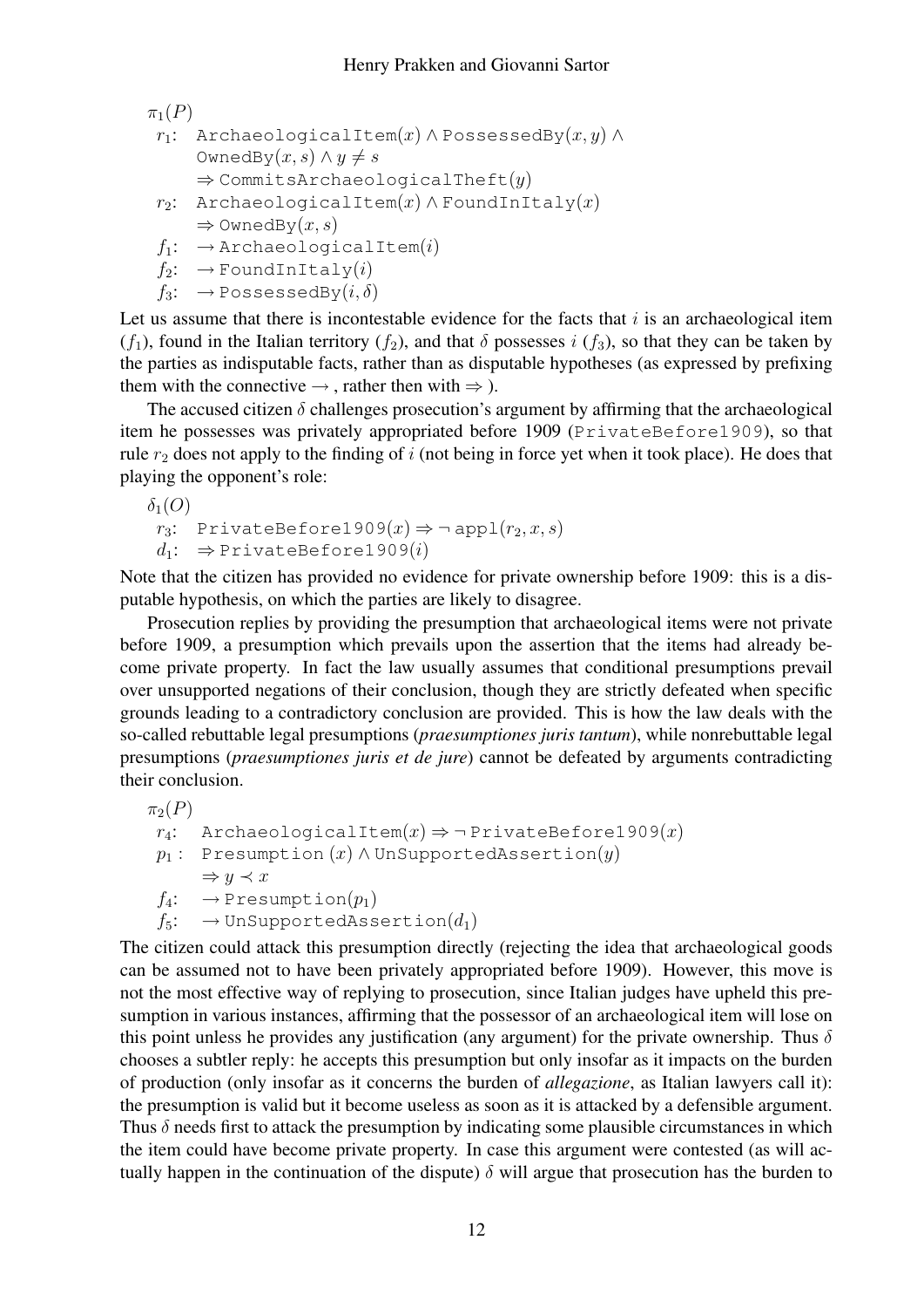$\pi_1(P)$

$r_1$: $\texttt{ArchaeologicalItem}(x) \wedge \texttt{PossessedBy}(x, y) \wedge \texttt{OwnedBy}(x, s) \wedge y \neq s \Rightarrow \texttt{CommitsArchaeologicalTheft}(y)$

$r_2$: $\texttt{ArchaeologicalItem}(x) \wedge \texttt{FoundInItaly}(x) \Rightarrow \texttt{OwnedBy}(x, s)$

$f_1$: $\rightarrow \texttt{ArchaeologicalItem}(i)$

$f_2$: $\rightarrow \texttt{FoundInItaly}(i)$

$f_3$: $\rightarrow \texttt{PossessedBy}(i, \delta)$

Let us assume that there is incontestable evidence for the facts that $i$ is an archaeological item ($f_1$), found in the Italian territory ($f_2$), and that $\delta$ possesses $i$ ($f_3$), so that they can be taken by the parties as indisputable facts, rather than as disputable hypotheses (as expressed by prefixing them with the connective $\rightarrow$ , rather then with $\Rightarrow$ ).

The accused citizen $\delta$ challenges prosecution's argument by affirming that the archaeological item he possesses was privately appropriated before 1909 (PrivateBefore1909), so that rule $r_2$ does not apply to the finding of $i$ (not being in force yet when it took place). He does that playing the opponent's role:

$\delta_1(O)$

$r_3$: $\texttt{PrivateBefore1909}(x) \Rightarrow \neg\, \texttt{appl}(r_2, x, s)$

$d_1$: $\Rightarrow \texttt{PrivateBefore1909}(i)$

Note that the citizen has provided no evidence for private ownership before 1909: this is a disputable hypothesis, on which the parties are likely to disagree.

Prosecution replies by providing the presumption that archaeological items were not private before 1909, a presumption which prevails upon the assertion that the items had already become private property. In fact the law usually assumes that conditional presumptions prevail over unsupported negations of their conclusion, though they are strictly defeated when specific grounds leading to a contradictory conclusion are provided. This is how the law deals with the so-called rebuttable legal presumptions (*praesumptiones juris tantum*), while nonrebuttable legal presumptions (*praesumptiones juris et de jure*) cannot be defeated by arguments contradicting their conclusion.

$\pi_2(P)$

$r_4$: $\texttt{ArchaeologicalItem}(x) \Rightarrow \neg\, \texttt{PrivateBefore1909}(x)$

$p_1$ : $\texttt{Presumption}\,(x) \wedge \texttt{UnSupportedAssertion}(y) \Rightarrow y \prec x$

$f_4$: $\rightarrow \texttt{Presumption}(p_1)$

$f_5$: $\rightarrow \texttt{UnSupportedAssertion}(d_1)$

The citizen could attack this presumption directly (rejecting the idea that archaeological goods can be assumed not to have been privately appropriated before 1909). However, this move is not the most effective way of replying to prosecution, since Italian judges have upheld this presumption in various instances, affirming that the possessor of an archaeological item will lose on this point unless he provides any justification (any argument) for the private ownership. Thus $\delta$ chooses a subtler reply: he accepts this presumption but only insofar as it impacts on the burden of production (only insofar as it concerns the burden of *allegazione*, as Italian lawyers call it): the presumption is valid but it become useless as soon as it is attacked by a defensible argument. Thus $\delta$ needs first to attack the presumption by indicating some plausible circumstances in which the item could have become private property. In case this argument were contested (as will actually happen in the continuation of the dispute) $\delta$ will argue that prosecution has the burden to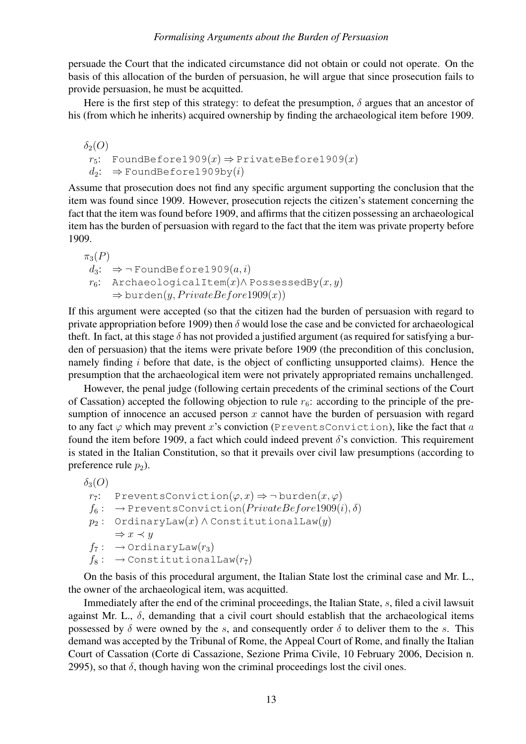persuade the Court that the indicated circumstance did not obtain or could not operate. On the basis of this allocation of the burden of persuasion, he will argue that since prosecution fails to provide persuasion, he must be acquitted.

Here is the first step of this strategy: to defeat the presumption, $\delta$ argues that an ancestor of his (from which he inherits) acquired ownership by finding the archaeological item before 1909.

$\delta_2(O)$

$r_5$: $\texttt{FoundBefore1909}(x) \Rightarrow \texttt{PrivateBefore1909}(x)$

$d_2$: $\Rightarrow \texttt{FoundBefore1909by}(i)$

Assume that prosecution does not find any specific argument supporting the conclusion that the item was found since 1909. However, prosecution rejects the citizen's statement concerning the fact that the item was found before 1909, and affirms that the citizen possessing an archaeological item has the burden of persuasion with regard to the fact that the item was private property before 1909.

$\pi_3(P)$

$d_3$: $\Rightarrow \neg\, \texttt{FoundBefore1909}(a, i)$

$r_6$: $\texttt{ArchaeologicalItem}(x) \wedge \texttt{PossessedBy}(x, y)$
$\Rightarrow \texttt{burden}(y, PrivateBefore1909(x))$

If this argument were accepted (so that the citizen had the burden of persuasion with regard to private appropriation before 1909) then $\delta$ would lose the case and be convicted for archaeological theft. In fact, at this stage $\delta$ has not provided a justified argument (as required for satisfying a burden of persuasion) that the items were private before 1909 (the precondition of this conclusion, namely finding $i$ before that date, is the object of conflicting unsupported claims). Hence the presumption that the archaeological item were not privately appropriated remains unchallenged.

However, the penal judge (following certain precedents of the criminal sections of the Court of Cassation) accepted the following objection to rule $r_6$: according to the principle of the presumption of innocence an accused person $x$ cannot have the burden of persuasion with regard to any fact $\varphi$ which may prevent $x$'s conviction (PreventsConviction), like the fact that $a$ found the item before 1909, a fact which could indeed prevent $\delta$'s conviction. This requirement is stated in the Italian Constitution, so that it prevails over civil law presumptions (according to preference rule $p_2$).

$\delta_3(O)$

$r_7$: $\texttt{PreventsConviction}(\varphi, x) \Rightarrow \neg\, \texttt{burden}(x, \varphi)$

$f_6$: $\rightarrow \texttt{PreventsConviction}(PrivateBefore1909(i), \delta)$

$p_2$: $\texttt{OrdinaryLaw}(x) \wedge \texttt{ConstitutionalLaw}(y)$
$\Rightarrow x \prec y$

$f_7$: $\rightarrow \texttt{OrdinaryLaw}(r_3)$

$f_8$: $\rightarrow \texttt{ConstitutionalLaw}(r_7)$

On the basis of this procedural argument, the Italian State lost the criminal case and Mr. L., the owner of the archaeological item, was acquitted.

Immediately after the end of the criminal proceedings, the Italian State, $s$, filed a civil lawsuit against Mr. L., $\delta$, demanding that a civil court should establish that the archaeological items possessed by $\delta$ were owned by the $s$, and consequently order $\delta$ to deliver them to the $s$. This demand was accepted by the Tribunal of Rome, the Appeal Court of Rome, and finally the Italian Court of Cassation (Corte di Cassazione, Sezione Prima Civile, 10 February 2006, Decision n. 2995), so that $\delta$, though having won the criminal proceedings lost the civil ones.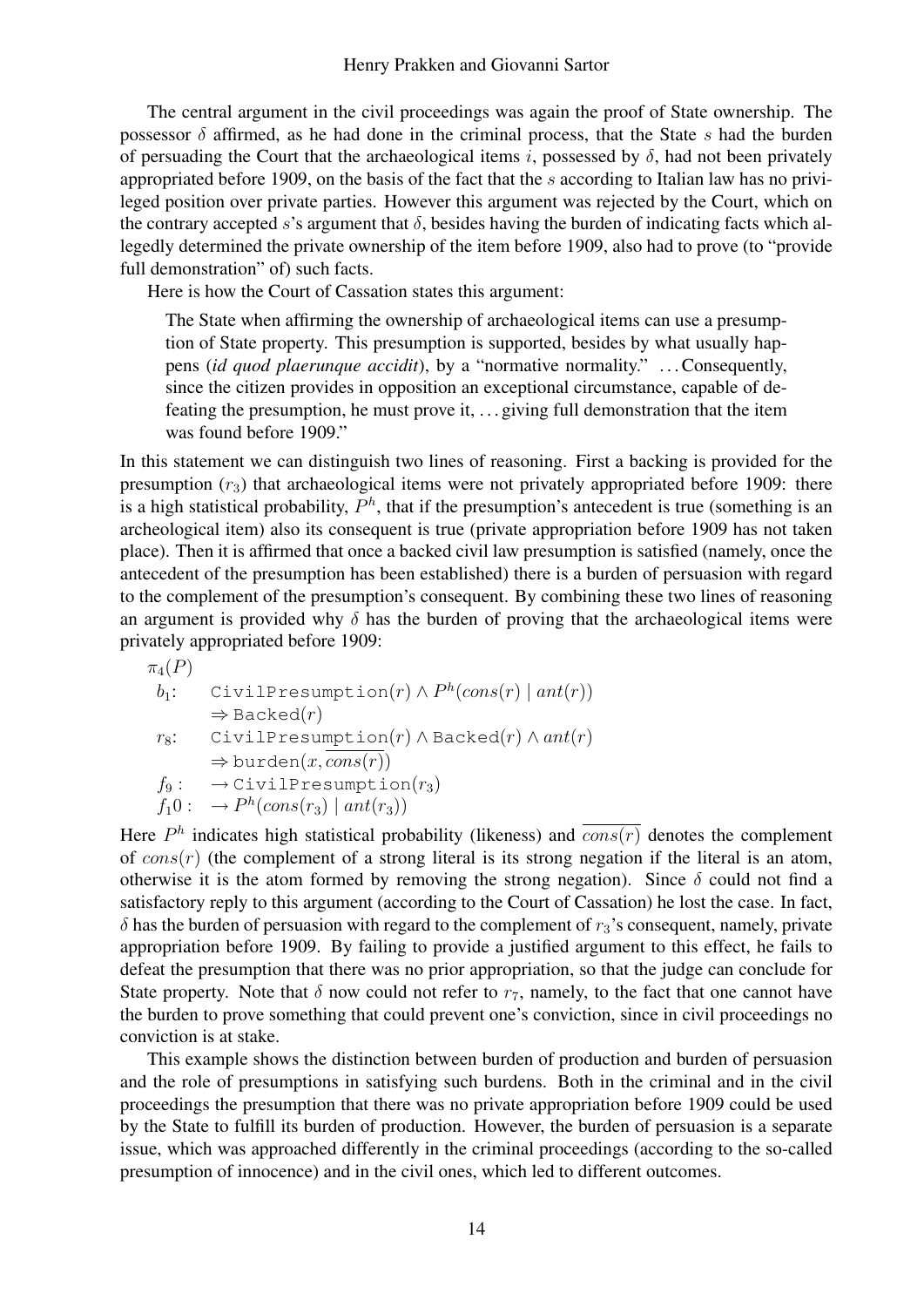The central argument in the civil proceedings was again the proof of State ownership. The possessor $\delta$ affirmed, as he had done in the criminal process, that the State $s$ had the burden of persuading the Court that the archaeological items $i$, possessed by $\delta$, had not been privately appropriated before 1909, on the basis of the fact that the $s$ according to Italian law has no privileged position over private parties. However this argument was rejected by the Court, which on the contrary accepted $s$'s argument that $\delta$, besides having the burden of indicating facts which allegedly determined the private ownership of the item before 1909, also had to prove (to "provide full demonstration" of) such facts.

Here is how the Court of Cassation states this argument:

> The State when affirming the ownership of archaeological items can use a presumption of State property. This presumption is supported, besides by what usually happens (*id quod plaerunque accidit*), by a "normative normality." ... Consequently, since the citizen provides in opposition an exceptional circumstance, capable of defeating the presumption, he must prove it, ... giving full demonstration that the item was found before 1909."

In this statement we can distinguish two lines of reasoning. First a backing is provided for the presumption ($r_3$) that archaeological items were not privately appropriated before 1909: there is a high statistical probability, $P^h$, that if the presumption's antecedent is true (something is an archeological item) also its consequent is true (private appropriation before 1909 has not taken place). Then it is affirmed that once a backed civil law presumption is satisfied (namely, once the antecedent of the presumption has been established) there is a burden of persuasion with regard to the complement of the presumption's consequent. By combining these two lines of reasoning an argument is provided why $\delta$ has the burden of proving that the archaeological items were privately appropriated before 1909:

$\pi_4(P)$

$b_1$: $\texttt{CivilPresumption}(r) \wedge P^h(cons(r) \mid ant(r))$
$\quad\Rightarrow \texttt{Backed}(r)$

$r_8$: $\texttt{CivilPresumption}(r) \wedge \texttt{Backed}(r) \wedge ant(r)$
$\quad\Rightarrow \texttt{burden}(x, \overline{cons(r)})$

$f_9$: $\rightarrow \texttt{CivilPresumption}(r_3)$

$f_10$: $\rightarrow P^h(cons(r_3) \mid ant(r_3))$

Here $P^h$ indicates high statistical probability (likeness) and $\overline{cons(r)}$ denotes the complement of $cons(r)$ (the complement of a strong literal is its strong negation if the literal is an atom, otherwise it is the atom formed by removing the strong negation). Since $\delta$ could not find a satisfactory reply to this argument (according to the Court of Cassation) he lost the case. In fact, $\delta$ has the burden of persuasion with regard to the complement of $r_3$'s consequent, namely, private appropriation before 1909. By failing to provide a justified argument to this effect, he fails to defeat the presumption that there was no prior appropriation, so that the judge can conclude for State property. Note that $\delta$ now could not refer to $r_7$, namely, to the fact that one cannot have the burden to prove something that could prevent one's conviction, since in civil proceedings no conviction is at stake.

This example shows the distinction between burden of production and burden of persuasion and the role of presumptions in satisfying such burdens. Both in the criminal and in the civil proceedings the presumption that there was no private appropriation before 1909 could be used by the State to fulfill its burden of production. However, the burden of persuasion is a separate issue, which was approached differently in the criminal proceedings (according to the so-called presumption of innocence) and in the civil ones, which led to different outcomes.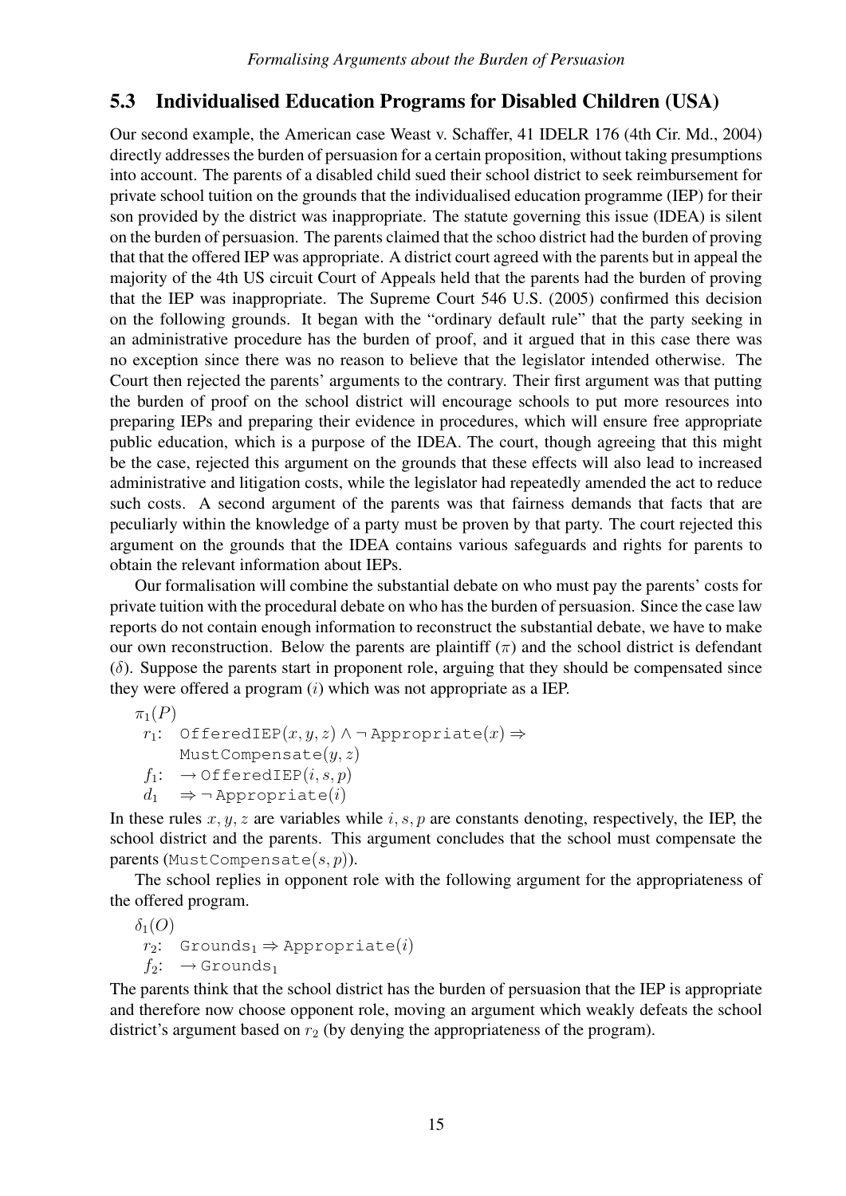## 5.3 Individualised Education Programs for Disabled Children (USA)

Our second example, the American case Weast v. Schaffer, 41 IDELR 176 (4th Cir. Md., 2004) directly addresses the burden of persuasion for a certain proposition, without taking presumptions into account. The parents of a disabled child sued their school district to seek reimbursement for private school tuition on the grounds that the individualised education programme (IEP) for their son provided by the district was inappropriate. The statute governing this issue (IDEA) is silent on the burden of persuasion. The parents claimed that the schoo district had the burden of proving that that the offered IEP was appropriate. A district court agreed with the parents but in appeal the majority of the 4th US circuit Court of Appeals held that the parents had the burden of proving that the IEP was inappropriate. The Supreme Court 546 U.S. (2005) confirmed this decision on the following grounds. It began with the "ordinary default rule" that the party seeking in an administrative procedure has the burden of proof, and it argued that in this case there was no exception since there was no reason to believe that the legislator intended otherwise. The Court then rejected the parents' arguments to the contrary. Their first argument was that putting the burden of proof on the school district will encourage schools to put more resources into preparing IEPs and preparing their evidence in procedures, which will ensure free appropriate public education, which is a purpose of the IDEA. The court, though agreeing that this might be the case, rejected this argument on the grounds that these effects will also lead to increased administrative and litigation costs, while the legislator had repeatedly amended the act to reduce such costs. A second argument of the parents was that fairness demands that facts that are peculiarly within the knowledge of a party must be proven by that party. The court rejected this argument on the grounds that the IDEA contains various safeguards and rights for parents to obtain the relevant information about IEPs.

Our formalisation will combine the substantial debate on who must pay the parents' costs for private tuition with the procedural debate on who has the burden of persuasion. Since the case law reports do not contain enough information to reconstruct the substantial debate, we have to make our own reconstruction. Below the parents are plaintiff ($\pi$) and the school district is defendant ($\delta$). Suppose the parents start in proponent role, arguing that they should be compensated since they were offered a program ($i$) which was not appropriate as a IEP.

$\pi_1(P)$
 $r_1$: $\texttt{OfferedIEP}(x, y, z) \wedge \neg\,\texttt{Appropriate}(x) \Rightarrow$
 $\texttt{MustCompensate}(y, z)$
 $f_1$: $\rightarrow \texttt{OfferedIEP}(i, s, p)$
 $d_1$ $\Rightarrow \neg\,\texttt{Appropriate}(i)$

In these rules $x, y, z$ are variables while $i, s, p$ are constants denoting, respectively, the IEP, the school district and the parents. This argument concludes that the school must compensate the parents ($\texttt{MustCompensate}(s, p)$).

The school replies in opponent role with the following argument for the appropriateness of the offered program.

$\delta_1(O)$
 $r_2$: $\texttt{Grounds}_1 \Rightarrow \texttt{Appropriate}(i)$
 $f_2$: $\rightarrow \texttt{Grounds}_1$

The parents think that the school district has the burden of persuasion that the IEP is appropriate and therefore now choose opponent role, moving an argument which weakly defeats the school district's argument based on $r_2$ (by denying the appropriateness of the program).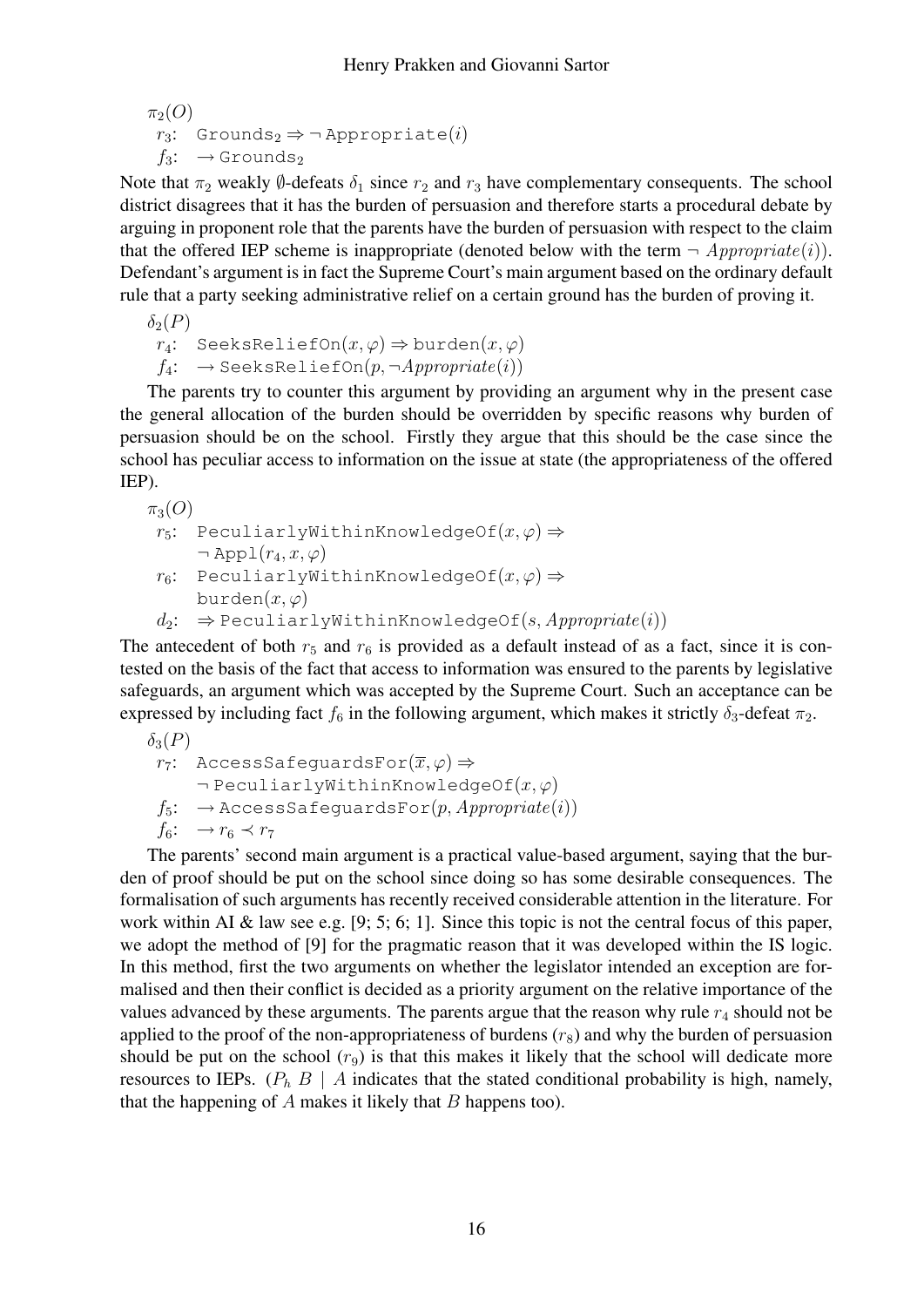$\pi_2(O)$
  $r_3$: $\texttt{Grounds}_2 \Rightarrow \neg\, \texttt{Appropriate}(i)$
  $f_3$: $\rightarrow \texttt{Grounds}_2$

Note that $\pi_2$ weakly $\emptyset$-defeats $\delta_1$ since $r_2$ and $r_3$ have complementary consequents. The school district disagrees that it has the burden of persuasion and therefore starts a procedural debate by arguing in proponent role that the parents have the burden of persuasion with respect to the claim that the offered IEP scheme is inappropriate (denoted below with the term $\neg\ Appropriate(i)$). Defendant's argument is in fact the Supreme Court's main argument based on the ordinary default rule that a party seeking administrative relief on a certain ground has the burden of proving it.

$\delta_2(P)$
  $r_4$: $\texttt{SeeksReliefOn}(x, \varphi) \Rightarrow \texttt{burden}(x, \varphi)$
  $f_4$: $\rightarrow \texttt{SeeksReliefOn}(p, \neg Appropriate(i))$

The parents try to counter this argument by providing an argument why in the present case the general allocation of the burden should be overridden by specific reasons why burden of persuasion should be on the school. Firstly they argue that this should be the case since the school has peculiar access to information on the issue at state (the appropriateness of the offered IEP).

$\pi_3(O)$
  $r_5$: $\texttt{PeculiarlyWithinKnowledgeOf}(x, \varphi) \Rightarrow$
     $\neg\, \texttt{Appl}(r_4, x, \varphi)$
  $r_6$: $\texttt{PeculiarlyWithinKnowledgeOf}(x, \varphi) \Rightarrow$
     $\texttt{burden}(x, \varphi)$
  $d_2$: $\Rightarrow \texttt{PeculiarlyWithinKnowledgeOf}(s, Appropriate(i))$

The antecedent of both $r_5$ and $r_6$ is provided as a default instead of as a fact, since it is contested on the basis of the fact that access to information was ensured to the parents by legislative safeguards, an argument which was accepted by the Supreme Court. Such an acceptance can be expressed by including fact $f_6$ in the following argument, which makes it strictly $\delta_3$-defeat $\pi_2$.

$\delta_3(P)$
  $r_7$: $\texttt{AccessSafeguardsFor}(\overline{x}, \varphi) \Rightarrow$
     $\neg\, \texttt{PeculiarlyWithinKnowledgeOf}(x, \varphi)$
  $f_5$: $\rightarrow \texttt{AccessSafeguardsFor}(p, Appropriate(i))$
  $f_6$: $\rightarrow r_6 \prec r_7$

The parents' second main argument is a practical value-based argument, saying that the burden of proof should be put on the school since doing so has some desirable consequences. The formalisation of such arguments has recently received considerable attention in the literature. For work within AI & law see e.g. [9; 5; 6; 1]. Since this topic is not the central focus of this paper, we adopt the method of [9] for the pragmatic reason that it was developed within the IS logic. In this method, first the two arguments on whether the legislator intended an exception are formalised and then their conflict is decided as a priority argument on the relative importance of the values advanced by these arguments. The parents argue that the reason why rule $r_4$ should not be applied to the proof of the non-appropriateness of burdens ($r_8$) and why the burden of persuasion should be put on the school ($r_9$) is that this makes it likely that the school will dedicate more resources to IEPs. ($P_h\ B \mid A$ indicates that the stated conditional probability is high, namely, that the happening of $A$ makes it likely that $B$ happens too).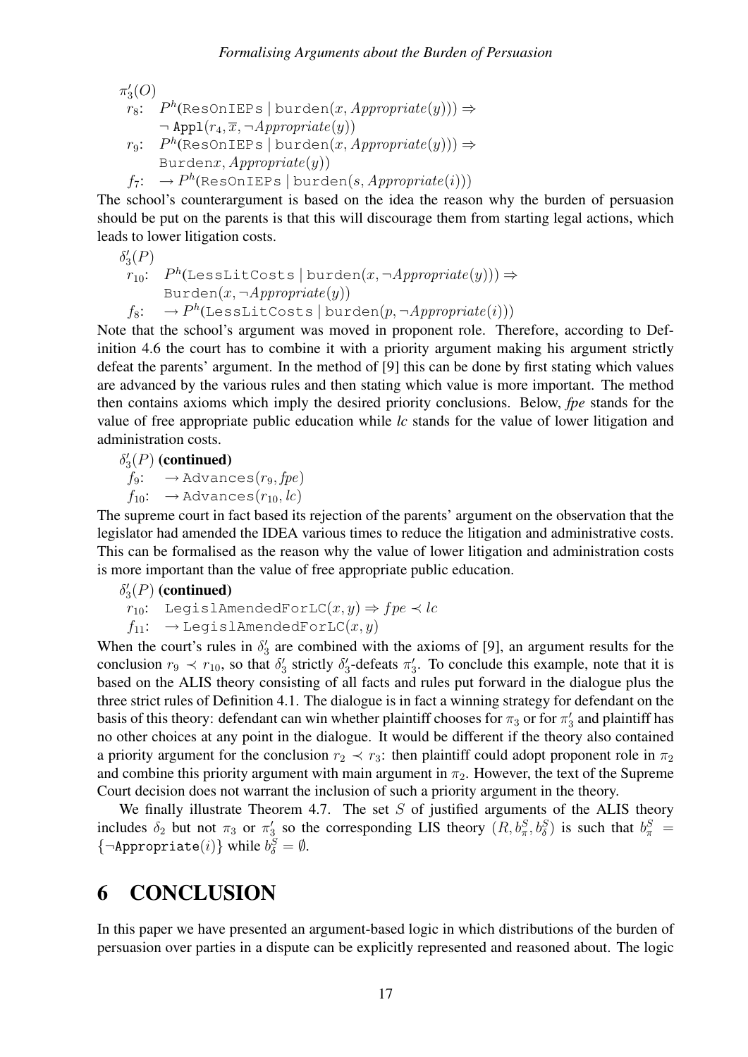$\pi'_3(O)$

$r_8$: $P^h(\texttt{ResOnIEPs} \mid \texttt{burden}(x, Appropriate(y))) \Rightarrow$
$\neg\, \texttt{Appl}(r_4, \overline{x}, \neg Appropriate(y))$

$r_9$: $P^h(\texttt{ResOnIEPs} \mid \texttt{burden}(x, Appropriate(y))) \Rightarrow$
$\texttt{Burden}x, Appropriate(y))$

$f_7$: $\rightarrow P^h(\texttt{ResOnIEPs} \mid \texttt{burden}(s, Appropriate(i)))$

The school's counterargument is based on the idea the reason why the burden of persuasion should be put on the parents is that this will discourage them from starting legal actions, which leads to lower litigation costs.

$\delta'_3(P)$

$r_{10}$: $P^h(\texttt{LessLitCosts} \mid \texttt{burden}(x, \neg Appropriate(y))) \Rightarrow$
$\texttt{Burden}(x, \neg Appropriate(y))$

$f_8$: $\rightarrow P^h(\texttt{LessLitCosts} \mid \texttt{burden}(p, \neg Appropriate(i)))$

Note that the school's argument was moved in proponent role. Therefore, according to Definition 4.6 the court has to combine it with a priority argument making his argument strictly defeat the parents' argument. In the method of [9] this can be done by first stating which values are advanced by the various rules and then stating which value is more important. The method then contains axioms which imply the desired priority conclusions. Below, *fpe* stands for the value of free appropriate public education while *lc* stands for the value of lower litigation and administration costs.

$\delta'_3(P)$ **(continued)**

$f_9$: $\rightarrow \texttt{Advances}(r_9, fpe)$

$f_{10}$: $\rightarrow \texttt{Advances}(r_{10}, lc)$

The supreme court in fact based its rejection of the parents' argument on the observation that the legislator had amended the IDEA various times to reduce the litigation and administrative costs. This can be formalised as the reason why the value of lower litigation and administration costs is more important than the value of free appropriate public education.

$\delta'_3(P)$ **(continued)**

$r_{10}$: $\texttt{LegislAmendedForLC}(x, y) \Rightarrow fpe \prec lc$

$f_{11}$: $\rightarrow \texttt{LegislAmendedForLC}(x, y)$

When the court's rules in $\delta'_3$ are combined with the axioms of [9], an argument results for the conclusion $r_9 \prec r_{10}$, so that $\delta'_3$ strictly $\delta'_3$-defeats $\pi'_3$. To conclude this example, note that it is based on the ALIS theory consisting of all facts and rules put forward in the dialogue plus the three strict rules of Definition 4.1. The dialogue is in fact a winning strategy for defendant on the basis of this theory: defendant can win whether plaintiff chooses for $\pi_3$ or for $\pi'_3$ and plaintiff has no other choices at any point in the dialogue. It would be different if the theory also contained a priority argument for the conclusion $r_2 \prec r_3$: then plaintiff could adopt proponent role in $\pi_2$ and combine this priority argument with main argument in $\pi_2$. However, the text of the Supreme Court decision does not warrant the inclusion of such a priority argument in the theory.

We finally illustrate Theorem 4.7. The set $S$ of justified arguments of the ALIS theory includes $\delta_2$ but not $\pi_3$ or $\pi'_3$ so the corresponding LIS theory $(R, b^S_\pi, b^S_\delta)$ is such that $b^S_\pi = \{\neg \texttt{Appropriate}(i)\}$ while $b^S_\delta = \emptyset$.

# 6 CONCLUSION

In this paper we have presented an argument-based logic in which distributions of the burden of persuasion over parties in a dispute can be explicitly represented and reasoned about. The logic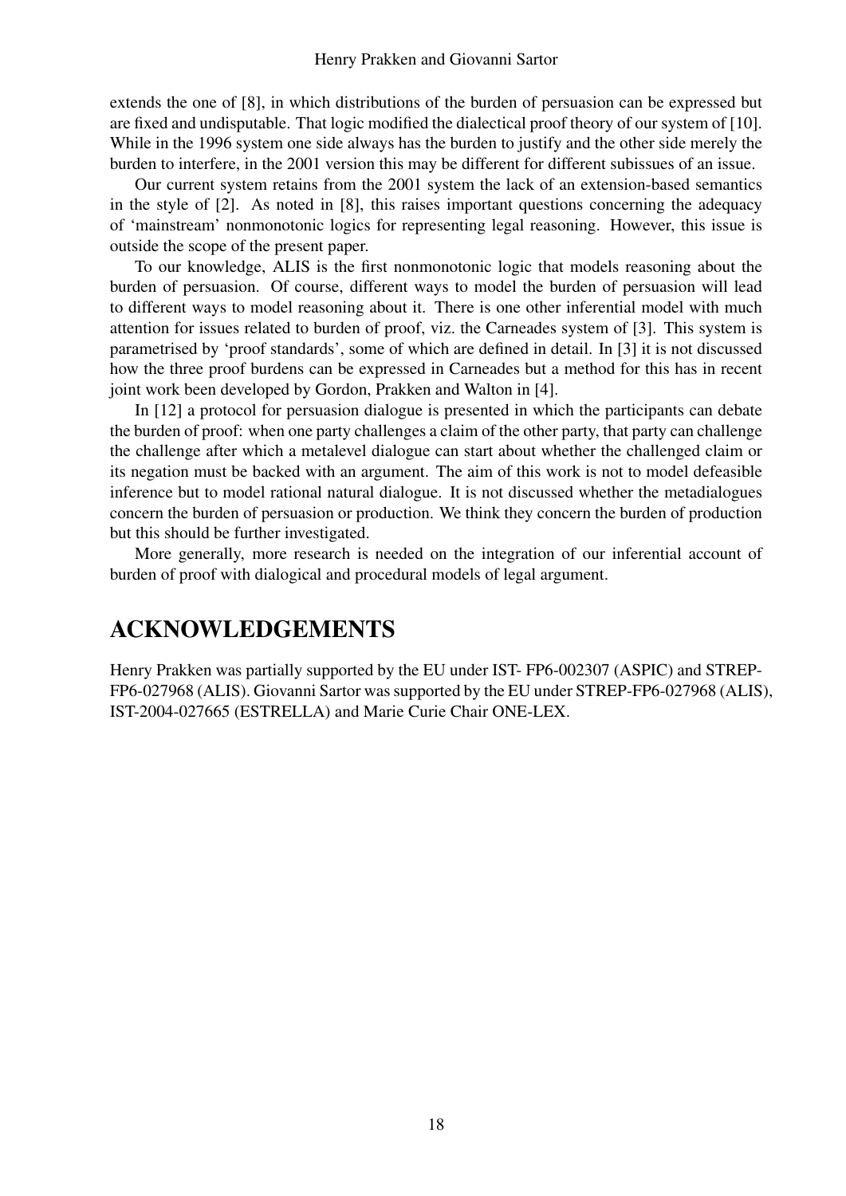extends the one of [8], in which distributions of the burden of persuasion can be expressed but are fixed and undisputable. That logic modified the dialectical proof theory of our system of [10]. While in the 1996 system one side always has the burden to justify and the other side merely the burden to interfere, in the 2001 version this may be different for different subissues of an issue.

Our current system retains from the 2001 system the lack of an extension-based semantics in the style of [2]. As noted in [8], this raises important questions concerning the adequacy of 'mainstream' nonmonotonic logics for representing legal reasoning. However, this issue is outside the scope of the present paper.

To our knowledge, ALIS is the first nonmonotonic logic that models reasoning about the burden of persuasion. Of course, different ways to model the burden of persuasion will lead to different ways to model reasoning about it. There is one other inferential model with much attention for issues related to burden of proof, viz. the Carneades system of [3]. This system is parametrised by 'proof standards', some of which are defined in detail. In [3] it is not discussed how the three proof burdens can be expressed in Carneades but a method for this has in recent joint work been developed by Gordon, Prakken and Walton in [4].

In [12] a protocol for persuasion dialogue is presented in which the participants can debate the burden of proof: when one party challenges a claim of the other party, that party can challenge the challenge after which a metalevel dialogue can start about whether the challenged claim or its negation must be backed with an argument. The aim of this work is not to model defeasible inference but to model rational natural dialogue. It is not discussed whether the metadialogues concern the burden of persuasion or production. We think they concern the burden of production but this should be further investigated.

More generally, more research is needed on the integration of our inferential account of burden of proof with dialogical and procedural models of legal argument.

# ACKNOWLEDGEMENTS

Henry Prakken was partially supported by the EU under IST- FP6-002307 (ASPIC) and STREP-FP6-027968 (ALIS). Giovanni Sartor was supported by the EU under STREP-FP6-027968 (ALIS), IST-2004-027665 (ESTRELLA) and Marie Curie Chair ONE-LEX.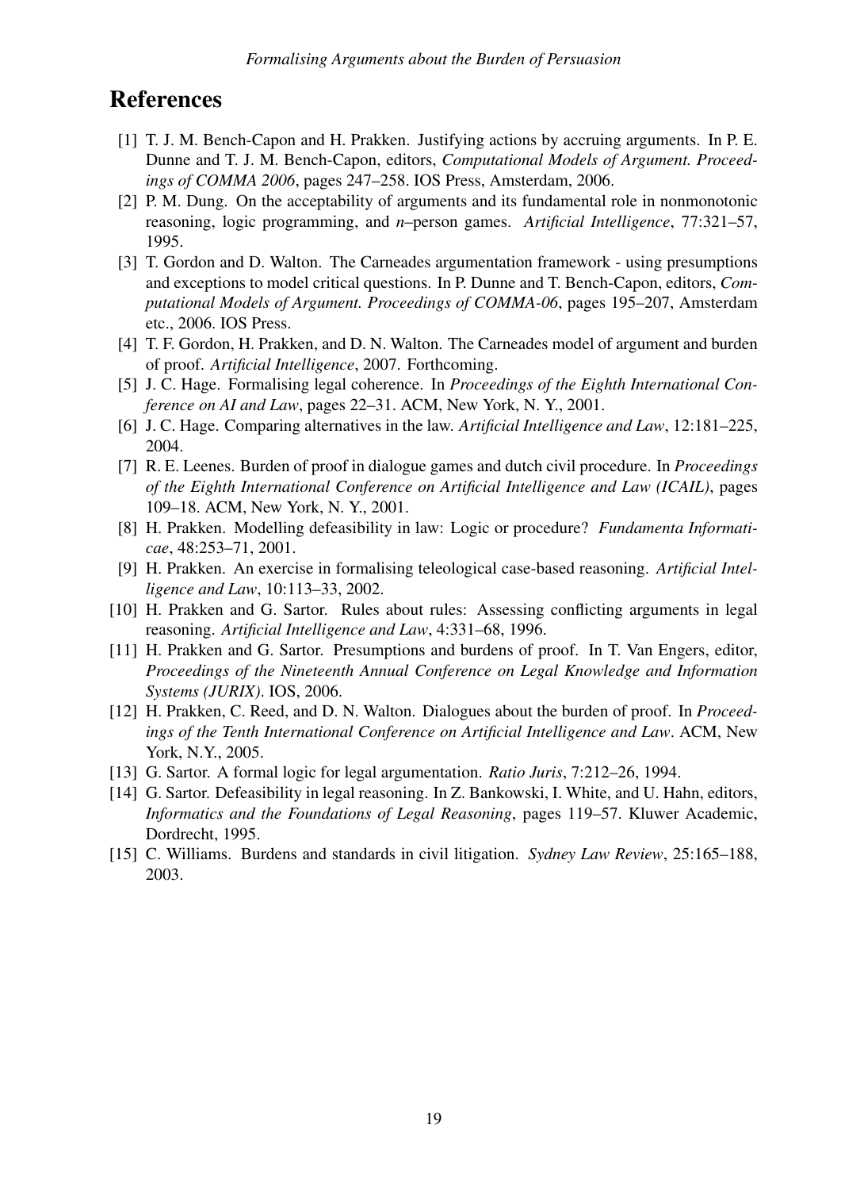## References

[1] T. J. M. Bench-Capon and H. Prakken. Justifying actions by accruing arguments. In P. E. Dunne and T. J. M. Bench-Capon, editors, *Computational Models of Argument. Proceedings of COMMA 2006*, pages 247–258. IOS Press, Amsterdam, 2006.

[2] P. M. Dung. On the acceptability of arguments and its fundamental role in nonmonotonic reasoning, logic programming, and *n*–person games. *Artificial Intelligence*, 77:321–57, 1995.

[3] T. Gordon and D. Walton. The Carneades argumentation framework - using presumptions and exceptions to model critical questions. In P. Dunne and T. Bench-Capon, editors, *Computational Models of Argument. Proceedings of COMMA-06*, pages 195–207, Amsterdam etc., 2006. IOS Press.

[4] T. F. Gordon, H. Prakken, and D. N. Walton. The Carneades model of argument and burden of proof. *Artificial Intelligence*, 2007. Forthcoming.

[5] J. C. Hage. Formalising legal coherence. In *Proceedings of the Eighth International Conference on AI and Law*, pages 22–31. ACM, New York, N. Y., 2001.

[6] J. C. Hage. Comparing alternatives in the law. *Artificial Intelligence and Law*, 12:181–225, 2004.

[7] R. E. Leenes. Burden of proof in dialogue games and dutch civil procedure. In *Proceedings of the Eighth International Conference on Artificial Intelligence and Law (ICAIL)*, pages 109–18. ACM, New York, N. Y., 2001.

[8] H. Prakken. Modelling defeasibility in law: Logic or procedure? *Fundamenta Informaticae*, 48:253–71, 2001.

[9] H. Prakken. An exercise in formalising teleological case-based reasoning. *Artificial Intelligence and Law*, 10:113–33, 2002.

[10] H. Prakken and G. Sartor. Rules about rules: Assessing conflicting arguments in legal reasoning. *Artificial Intelligence and Law*, 4:331–68, 1996.

[11] H. Prakken and G. Sartor. Presumptions and burdens of proof. In T. Van Engers, editor, *Proceedings of the Nineteenth Annual Conference on Legal Knowledge and Information Systems (JURIX)*. IOS, 2006.

[12] H. Prakken, C. Reed, and D. N. Walton. Dialogues about the burden of proof. In *Proceedings of the Tenth International Conference on Artificial Intelligence and Law*. ACM, New York, N.Y., 2005.

[13] G. Sartor. A formal logic for legal argumentation. *Ratio Juris*, 7:212–26, 1994.

[14] G. Sartor. Defeasibility in legal reasoning. In Z. Bankowski, I. White, and U. Hahn, editors, *Informatics and the Foundations of Legal Reasoning*, pages 119–57. Kluwer Academic, Dordrecht, 1995.

[15] C. Williams. Burdens and standards in civil litigation. *Sydney Law Review*, 25:165–188, 2003.